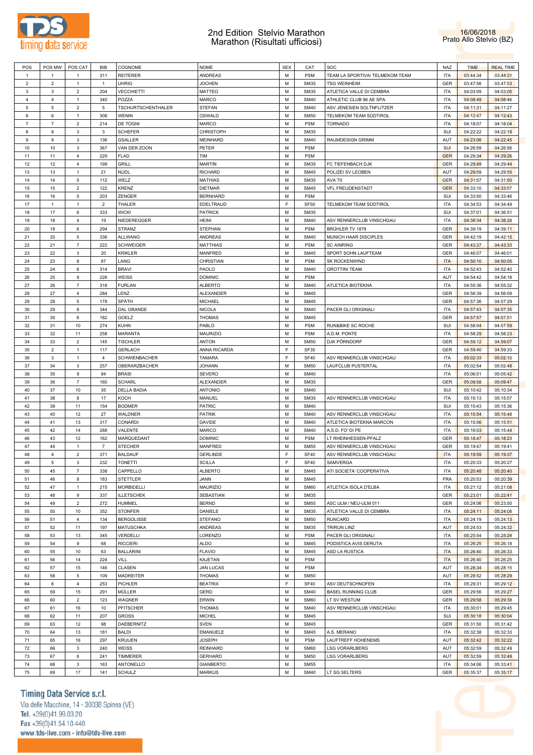# 2nd Edition Stelvio Marathon
## Marathon (Risultati ufficiosi)

16/06/2018
Prato Allo Stelvio (BZ)

| POS | POS MW | POS CAT | BIB | COGNOME | NOME | SEX | CAT | SOC | NAZ | TIME | REAL TIME |
|---|---|---|---|---|---|---|---|---|---|---|---|
| 1 | 1 | 1 | 311 | REITERER | ANDREAS | M | PSM | TEAM LA SPORTIVA/ TELMEKOM TEAM | ITA | 03:44:34 | 03:44:31 |
| 2 | 2 | 1 | 1 | UHRIG | JOCHEN | M | SM35 | TSG WEINHEIM | GER | 03:47:56 | 03:47:53 |
| 3 | 3 | 2 | 204 | VECCHIETTI | MATTEO | M | SM35 | ATLETICA VALLE DI CEMBRA | ITA | 04:03:09 | 04:03:05 |
| 4 | 4 | 1 | 340 | POZZA | MARCO | M | SM40 | ATHLETIC CLUB 96 AE SPA | ITA | 04:08:49 | 04:08:46 |
| 5 | 5 | 2 | 5 | TSCHURTSCHENTHALER | STEFAN | M | SM40 | ASV JENESIEN SOLTNFLITZER | ITA | 04:11:31 | 04:11:27 |
| 6 | 6 | 1 | 308 | WENIN | OSWALD | M | SM50 | TELMEKOM TEAM SÜDTIROL | ITA | 04:12:47 | 04:12:43 |
| 7 | 7 | 2 | 214 | DE TOGNI | MARCO | M | PSM | TORNADO | ITA | 04:18:07 | 04:18:04 |
| 8 | 8 | 3 | 3 | SCHEFER | CHRISTOPH | M | SM35 | | SUI | 04:22:22 | 04:22:19 |
| 9 | 9 | 3 | 136 | GSALLER | MEINHARD | M | SM40 | RAUMDESIGN GRIMM | AUT | 04:23:06 | 04:22:45 |
| 10 | 10 | 3 | 367 | VAN DER ZOON | PETER | M | PSM | | SUI | 04:26:59 | 04:26:56 |
| 11 | 11 | 4 | 229 | FLAD | TIM | M | PSM | | GER | 04:29:34 | 04:29:26 |
| 12 | 12 | 4 | 199 | GRILL | MARTIN | M | SM35 | FC TIEFENBACH DJK | GER | 04:29:49 | 04:29:44 |
| 13 | 13 | 1 | 21 | NUDL | RICHARD | M | SM45 | POLIZEI SV LEOBEN | AUT | 04:29:59 | 04:29:55 |
| 14 | 14 | 5 | 112 | WELZ | MATHIAS | M | SM35 | AVA'70 | GER | 04:31:57 | 04:31:50 |
| 15 | 15 | 2 | 122 | KRENZ | DIETMAR | M | SM45 | VFL FREUDENSTADT | GER | 04:33:10 | 04:33:07 |
| 16 | 16 | 5 | 203 | ZENGER | BERNHARD | M | PSM | | SUI | 04:33:50 | 04:33:46 |
| 17 | 1 | 1 | 2 | THALER | EDELTRAUD | F | SF50 | TELMEKOM TEAM SÜDTIROL | ITA | 04:34:53 | 04:34:49 |
| 18 | 17 | 6 | 333 | WICKI | PATRICK | M | SM35 | | SUI | 04:37:01 | 04:36:51 |
| 19 | 18 | 4 | 19 | NIEDEREGGER | HEINI | M | SM40 | ASV RENNERCLUB VINSCHGAU | ITA | 04:38:34 | 04:38:28 |
| 20 | 19 | 6 | 294 | STRANZ | STEPHAN | M | PSM | BRÜHLER TV 1879 | GER | 04:39:19 | 04:39:11 |
| 21 | 20 | 5 | 336 | ALLWANG | ANDREAS | M | SM40 | MUNICH HAAR DISCIPLES | GER | 04:42:19 | 04:42:15 |
| 22 | 21 | 7 | 222 | SCHWEIGER | MATTHIAS | M | PSM | SC AINRING | GER | 04:43:37 | 04:43:33 |
| 23 | 22 | 3 | 20 | KRIKLER | MANFRED | M | SM45 | SPORT SOHN LAUFTEAM | GER | 04:46:07 | 04:46:01 |
| 24 | 23 | 8 | 87 | LANG | CHRISTIAN | M | PSM | SK RÜCKENWIND | ITA | 04:50:10 | 04:50:05 |
| 25 | 24 | 6 | 314 | BRAVI | PAOLO | M | SM40 | GROTTINI TEAM | ITA | 04:52:43 | 04:52:40 |
| 26 | 25 | 9 | 226 | WEISS | DOMINIC | M | PSM | | AUT | 04:54:42 | 04:54:18 |
| 27 | 26 | 7 | 318 | FURLAN | ALBERTO | M | SM40 | ATLETICA BIOTEKNA | ITA | 04:55:36 | 04:55:32 |
| 28 | 27 | 4 | 284 | LENZ | ALEXANDER | M | SM45 | | GER | 04:56:39 | 04:56:09 |
| 29 | 28 | 5 | 178 | SPÄTH | MICHAEL | M | SM45 | | GER | 04:57:36 | 04:57:29 |
| 30 | 29 | 8 | 344 | DAL GRANDE | NICOLA | M | SM40 | PACER GLI ORIGINALI | ITA | 04:57:43 | 04:57:35 |
| 31 | 30 | 6 | 182 | GOELZ | THOMAS | M | SM45 | | GER | 04:57:57 | 04:57:51 |
| 32 | 31 | 10 | 274 | KUHN | PABLO | M | PSM | RUN&BIKE SC ROCHE | SUI | 04:58:04 | 04:57:59 |
| 33 | 32 | 11 | 258 | MARANTA | MAURIZIO | M | PSM | A.D.M. PONTE | ITA | 04:58:29 | 04:58:23 |
| 34 | 33 | 2 | 145 | TISCHLER | ANTON | M | SM50 | DJK PÖRNDORF | GER | 04:59:12 | 04:59:07 |
| 35 | 2 | 1 | 117 | GERLACH | ANNA RICARDA | F | SF35 | | GER | 04:59:40 | 04:59:33 |
| 36 | 3 | 1 | 4 | SCHWIENBACHER | TAMARA | F | SF40 | ASV RENNERCLUB VINSCHGAU | ITA | 05:02:33 | 05:02:10 |
| 37 | 34 | 3 | 257 | OBERARZBACHER | JOHANN | M | SM50 | LAUFCLUB PUSTERTAL | ITA | 05:02:54 | 05:02:48 |
| 38 | 35 | 9 | 94 | BRASI | SEVERO | M | SM40 | | ITA | 05:06:01 | 05:05:42 |
| 39 | 36 | 7 | 160 | SCHARL | ALEXANDER | M | SM35 | | GER | 05:09:58 | 05:09:47 |
| 40 | 37 | 10 | 35 | DELLA BADIA | ANTONIO | M | SM40 | | SUI | 05:10:42 | 05:10:34 |
| 41 | 38 | 8 | 17 | KOCH | MANUEL | M | SM35 | ASV RENNERCLUB VINSCHGAU | ITA | 05:15:13 | 05:15:07 |
| 42 | 39 | 11 | 154 | BODMER | PATRIC | M | SM40 | | SUI | 05:15:43 | 05:15:36 |
| 43 | 40 | 12 | 27 | WALDNER | PATRIK | M | SM40 | ASV RENNERCLUB VINSCHGAU | ITA | 05:15:54 | 05:15:48 |
| 44 | 41 | 13 | 317 | CONARDI | DAVIDE | M | SM40 | ATLETICA BIOTEKNA MARCON | ITA | 05:15:56 | 05:15:51 |
| 45 | 42 | 14 | 288 | VALENTE | MARCO | M | SM40 | A.S.D. FO' DI PE | ITA | 05:16:03 | 05:15:44 |
| 46 | 43 | 12 | 162 | MARQUEDANT | DOMINIC | M | PSM | LT RHEINHESSEN-PFALZ | GER | 05:18:47 | 05:18:23 |
| 47 | 44 | 1 | 7 | STECHER | MANFRED | M | SM55 | ASV RENNERCLUB VINSCHGAU | GER | 05:19:47 | 05:19:41 |
| 48 | 4 | 2 | 371 | BALDAUF | GERLINDE | F | SF40 | ASV RENNERCLUB VINSCHGAU | ITA | 05:19:59 | 05:19:37 |
| 49 | 5 | 3 | 232 | TONETTI | SCILLA | F | SF40 | SAMVERGA | ITA | 05:20:33 | 05:20:27 |
| 50 | 45 | 7 | 338 | CAPPELLO | ALBERTO | M | SM45 | ATI SOCIETA' COOPERATIVA | ITA | 05:20:48 | 05:20:40 |
| 51 | 46 | 8 | 183 | STETTLER | JANN | M | SM45 | | FRA | 05:20:53 | 05:20:39 |
| 52 | 47 | 1 | 215 | MORBIDELLI | MAURIZIO | M | SM60 | ATLETICA ISOLA D'ELBA | ITA | 05:21:12 | 05:21:08 |
| 53 | 48 | 9 | 337 | ILLETSCHEK | SEBASTIAN | M | SM35 | | GER | 05:23:01 | 05:22:41 |
| 54 | 49 | 2 | 272 | HUMMEL | BERND | M | SM55 | ASC ULM / NEU-ULM 011 | GER | 05:24:06 | 05:23:50 |
| 55 | 50 | 10 | 352 | STONFER | DANIELE | M | SM35 | ATLETICA VALLE DI CEMBRA | ITA | 05:24:11 | 05:24:08 |
| 56 | 51 | 4 | 134 | BERGOLISSE | STEFANO | M | SM50 | RUNCARD | ITA | 05:24:19 | 05:24:13 |
| 57 | 52 | 11 | 197 | MATUSCHKA | ANDREAS | M | SM35 | TRIRUN LINZ | AUT | 05:24:53 | 05:24:32 |
| 58 | 53 | 13 | 345 | VERDELLI | LORENZO | M | PSM | PACER GLI ORIGINALI | ITA | 05:25:54 | 05:25:24 |
| 59 | 54 | 9 | 68 | RICCIERI | ALDO | M | SM45 | PODISTICA AVIS DERUTA | ITA | 05:26:25 | 05:26:18 |
| 60 | 55 | 10 | 63 | BALLARINI | FLAVIO | M | SM45 | ASD LA RUSTICA | ITA | 05:26:40 | 05:26:33 |
| 61 | 56 | 14 | 224 | VILL | KAJETAN | M | PSM | | ITA | 05:26:40 | 05:26:25 |
| 62 | 57 | 15 | 146 | CLASEN | JAN LUCAS | M | PSM | | AUT | 05:28:34 | 05:28:15 |
| 63 | 58 | 5 | 109 | MADREITER | THOMAS | M | SM50 | | AUT | 05:28:52 | 05:28:29 |
| 64 | 6 | 4 | 253 | PICHLER | BEATRIX | F | SF40 | ASV DEUTSCHNOFEN | ITA | 05:29:31 | 05:29:12 |
| 65 | 59 | 15 | 291 | MÜLLER | GERD | M | SM40 | BASEL RUNNING CLUB | GER | 05:29:56 | 05:29:27 |
| 66 | 60 | 2 | 123 | WAGNER | ERWIN | M | SM60 | LT SV WESTUM | GER | 05:29:58 | 05:29:38 |
| 67 | 61 | 16 | 10 | PFITSCHER | THOMAS | M | SM40 | ASV RENNERCLUB VINSCHGAU | ITA | 05:30:01 | 05:29:45 |
| 68 | 62 | 11 | 207 | GROSS | MICHEL | M | SM45 | | SUI | 05:30:18 | 05:30:04 |
| 69 | 63 | 12 | 98 | DAEBERNITZ | SVEN | M | SM45 | | GER | 05:31:50 | 05:31:42 |
| 70 | 64 | 13 | 181 | BALDI | EMANUELE | M | SM45 | A.S. MERANO | ITA | 05:32:38 | 05:32:33 |
| 71 | 65 | 16 | 297 | KRUIJEN | JOSEPH | M | PSM | LAUFTREFF HOHENEMS | AUT | 05:32:42 | 05:32:22 |
| 72 | 66 | 3 | 240 | WEISS | REINHARD | M | SM60 | LSG VORARLBERG | AUT | 05:32:59 | 05:32:49 |
| 73 | 67 | 6 | 241 | TIMMERER | GERHARD | M | SM50 | LSG VORARLBERG | AUT | 05:32:59 | 05:32:49 |
| 74 | 68 | 3 | 163 | ANTONELLO | GIANBERTO | M | SM55 | | ITA | 05:34:06 | 05:33:41 |
| 75 | 69 | 17 | 141 | SCHULZ | MARKUS | M | SM40 | LT SG SELTERS | GER | 05:35:37 | 05:35:17 |

**Timing Data Service s.r.l.**
Via delle Macchine, 14 - 30038 Spinea (VE)
Tel. +39(0)41.99.03.20
Fax +39(0)41.54.10.440
www.tds-live.com - info@tds-live.com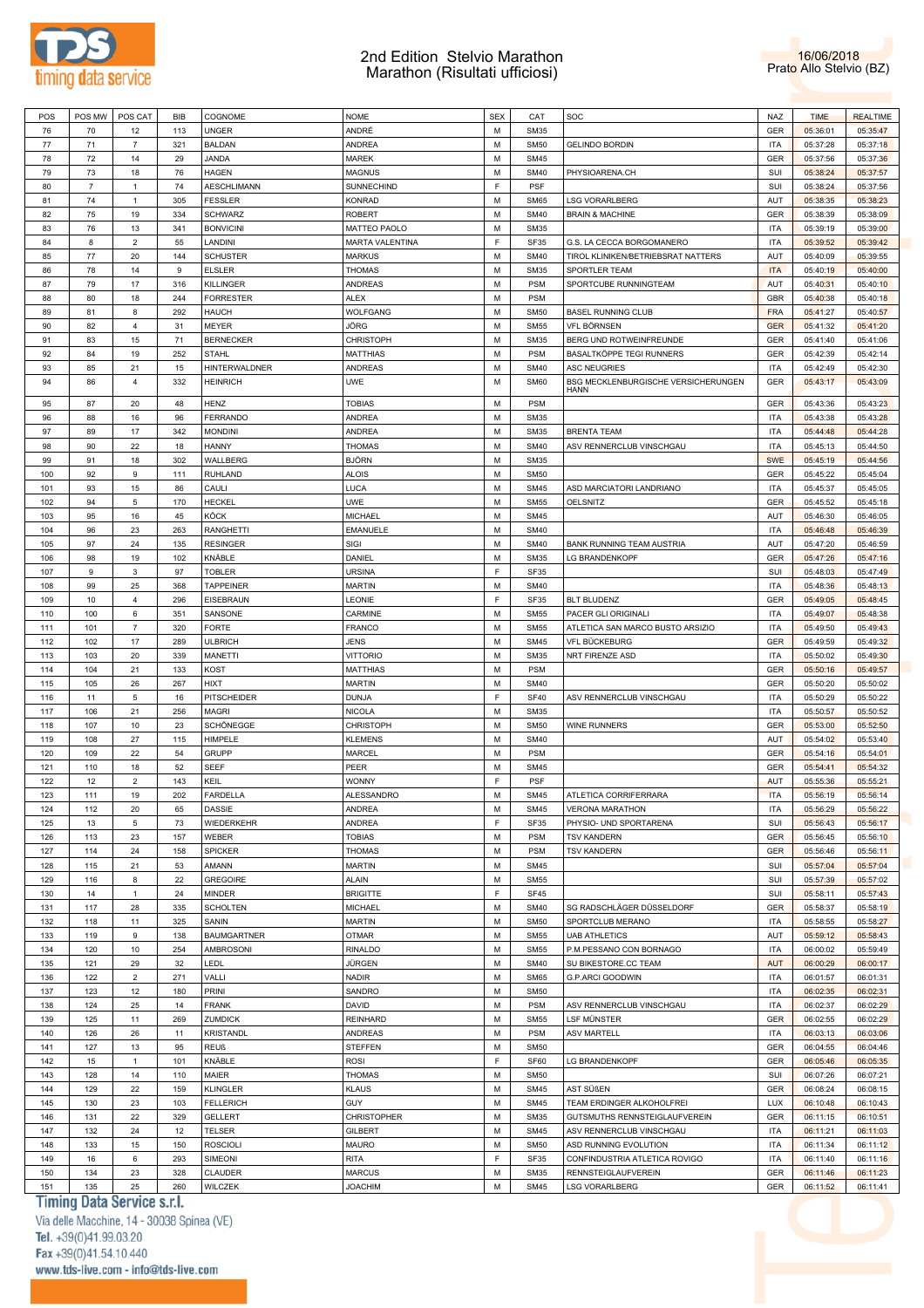# 2nd Edition Stelvio Marathon
## Marathon (Risultati ufficiosi)

16/06/2018
Prato Allo Stelvio (BZ)

| POS | POS MW | POS CAT | BIB | COGNOME | NOME | SEX | CAT | SOC | NAZ | TIME | REALTIME |
|---|---|---|---|---|---|---|---|---|---|---|---|
| 76 | 70 | 12 | 113 | UNGER | ANDRÉ | M | SM35 | | GER | 05:36:01 | 05:35:47 |
| 77 | 71 | 7 | 321 | BALDAN | ANDREA | M | SM50 | GELINDO BORDIN | ITA | 05:37:28 | 05:37:18 |
| 78 | 72 | 14 | 29 | JANDA | MAREK | M | SM45 | | GER | 05:37:56 | 05:37:36 |
| 79 | 73 | 18 | 76 | HAGEN | MAGNUS | M | SM40 | PHYSIOARENA.CH | SUI | 05:38:24 | 05:37:57 |
| 80 | 7 | 1 | 74 | AESCHLIMANN | SUNNECHIND | F | PSF | | SUI | 05:38:24 | 05:37:56 |
| 81 | 74 | 1 | 305 | FESSLER | KONRAD | M | SM65 | LSG VORARLBERG | AUT | 05:38:35 | 05:38:23 |
| 82 | 75 | 19 | 334 | SCHWARZ | ROBERT | M | SM40 | BRAIN & MACHINE | GER | 05:38:39 | 05:38:09 |
| 83 | 76 | 13 | 341 | BONVICINI | MATTEO PAOLO | M | SM35 | | ITA | 05:39:19 | 05:39:00 |
| 84 | 8 | 2 | 55 | LANDINI | MARTA VALENTINA | F | SF35 | G.S. LA CECCA BORGOMANERO | ITA | 05:39:52 | 05:39:42 |
| 85 | 77 | 20 | 144 | SCHUSTER | MARKUS | M | SM40 | TIROL KLINIKEN/BETRIEBSRAT NATTERS | AUT | 05:40:09 | 05:39:55 |
| 86 | 78 | 14 | 9 | ELSLER | THOMAS | M | SM35 | SPORTLER TEAM | ITA | 05:40:19 | 05:40:00 |
| 87 | 79 | 17 | 316 | KILLINGER | ANDREAS | M | PSM | SPORTCUBE RUNNINGTEAM | AUT | 05:40:31 | 05:40:10 |
| 88 | 80 | 18 | 244 | FORRESTER | ALEX | M | PSM | | GBR | 05:40:38 | 05:40:18 |
| 89 | 81 | 8 | 292 | HAUCH | WOLFGANG | M | SM50 | BASEL RUNNING CLUB | FRA | 05:41:27 | 05:40:57 |
| 90 | 82 | 4 | 31 | MEYER | JÖRG | M | SM55 | VFL BÖRNSEN | GER | 05:41:32 | 05:41:20 |
| 91 | 83 | 15 | 71 | BERNECKER | CHRISTOPH | M | SM35 | BERG UND ROTWEINFREUNDE | GER | 05:41:40 | 05:41:06 |
| 92 | 84 | 19 | 252 | STAHL | MATTHIAS | M | PSM | BASALTKÖPPE TEGI RUNNERS | GER | 05:42:39 | 05:42:14 |
| 93 | 85 | 21 | 15 | HINTERWALDNER | ANDREAS | M | SM40 | ASC NEUGRIES | ITA | 05:42:49 | 05:42:30 |
| 94 | 86 | 4 | 332 | HEINRICH | UWE | M | SM60 | BSG MECKLENBURGISCHE VERSICHERUNGEN HANN | GER | 05:43:17 | 05:43:09 |
| 95 | 87 | 20 | 48 | HENZ | TOBIAS | M | PSM | | GER | 05:43:36 | 05:43:23 |
| 96 | 88 | 16 | 96 | FERRANDO | ANDREA | M | SM35 | | ITA | 05:43:38 | 05:43:28 |
| 97 | 89 | 17 | 342 | MONDINI | ANDREA | M | SM35 | BRENTA TEAM | ITA | 05:44:48 | 05:44:28 |
| 98 | 90 | 22 | 18 | HANNY | THOMAS | M | SM40 | ASV RENNERCLUB VINSCHGAU | ITA | 05:45:13 | 05:44:50 |
| 99 | 91 | 18 | 302 | WALLBERG | BJÖRN | M | SM35 | | SWE | 05:45:19 | 05:44:56 |
| 100 | 92 | 9 | 111 | RUHLAND | ALOIS | M | SM50 | | GER | 05:45:22 | 05:45:04 |
| 101 | 93 | 15 | 86 | CAULI | LUCA | M | SM45 | ASD MARCIATORI LANDRIANO | ITA | 05:45:37 | 05:45:05 |
| 102 | 94 | 5 | 170 | HECKEL | UWE | M | SM55 | OELSNITZ | GER | 05:45:52 | 05:45:18 |
| 103 | 95 | 16 | 45 | KÖCK | MICHAEL | M | SM45 | | AUT | 05:46:30 | 05:46:05 |
| 104 | 96 | 23 | 263 | RANGHETTI | EMANUELE | M | SM40 | | ITA | 05:46:48 | 05:46:39 |
| 105 | 97 | 24 | 135 | RESINGER | SIGI | M | SM40 | BANK RUNNING TEAM AUSTRIA | AUT | 05:47:20 | 05:46:59 |
| 106 | 98 | 19 | 102 | KNÄBLE | DANIEL | M | SM35 | LG BRANDENKOPF | GER | 05:47:26 | 05:47:16 |
| 107 | 9 | 3 | 97 | TOBLER | URSINA | F | SF35 | | SUI | 05:48:03 | 05:47:49 |
| 108 | 99 | 25 | 368 | TAPPEINER | MARTIN | M | SM40 | | ITA | 05:48:36 | 05:48:13 |
| 109 | 10 | 4 | 296 | EISEBRAUN | LEONIE | F | SF35 | BLT BLUDENZ | GER | 05:49:05 | 05:48:45 |
| 110 | 100 | 6 | 351 | SANSONE | CARMINE | M | SM55 | PACER GLI ORIGINALI | ITA | 05:49:07 | 05:48:38 |
| 111 | 101 | 7 | 320 | FORTE | FRANCO | M | SM55 | ATLETICA SAN MARCO BUSTO ARSIZIO | ITA | 05:49:50 | 05:49:43 |
| 112 | 102 | 17 | 289 | ULBRICH | JENS | M | SM45 | VFL BÜCKEBURG | GER | 05:49:59 | 05:49:32 |
| 113 | 103 | 20 | 339 | MANETTI | VITTORIO | M | SM35 | NRT FIRENZE ASD | ITA | 05:50:02 | 05:49:30 |
| 114 | 104 | 21 | 133 | KOST | MATTHIAS | M | PSM | | GER | 05:50:16 | 05:49:57 |
| 115 | 105 | 26 | 267 | HIXT | MARTIN | M | SM40 | | GER | 05:50:20 | 05:50:02 |
| 116 | 11 | 5 | 16 | PITSCHEIDER | DUNJA | F | SF40 | ASV RENNERCLUB VINSCHGAU | ITA | 05:50:29 | 05:50:22 |
| 117 | 106 | 21 | 256 | MAGRI | NICOLA | M | SM35 | | ITA | 05:50:57 | 05:50:52 |
| 118 | 107 | 10 | 23 | SCHÖNEGGE | CHRISTOPH | M | SM50 | WINE RUNNERS | GER | 05:53:00 | 05:52:50 |
| 119 | 108 | 27 | 115 | HIMPELE | KLEMENS | M | SM40 | | AUT | 05:54:02 | 05:53:40 |
| 120 | 109 | 22 | 54 | GRUPP | MARCEL | M | PSM | | GER | 05:54:16 | 05:54:01 |
| 121 | 110 | 18 | 52 | SEEF | PEER | M | SM45 | | GER | 05:54:41 | 05:54:32 |
| 122 | 12 | 2 | 143 | KEIL | WONNY | F | PSF | | AUT | 05:55:36 | 05:55:21 |
| 123 | 111 | 19 | 202 | FARDELLA | ALESSANDRO | M | SM45 | ATLETICA CORRIFERRARA | ITA | 05:56:19 | 05:56:14 |
| 124 | 112 | 20 | 65 | DASSIE | ANDREA | M | SM45 | VERONA MARATHON | ITA | 05:56:29 | 05:56:22 |
| 125 | 13 | 5 | 73 | WIEDERKEHR | ANDREA | F | SF35 | PHYSIO- UND SPORTARENA | SUI | 05:56:43 | 05:56:17 |
| 126 | 113 | 23 | 157 | WEBER | TOBIAS | M | PSM | TSV KANDERN | GER | 05:56:45 | 05:56:10 |
| 127 | 114 | 24 | 158 | SPICKER | THOMAS | M | PSM | TSV KANDERN | GER | 05:56:46 | 05:56:11 |
| 128 | 115 | 21 | 53 | AMANN | MARTIN | M | SM45 | | SUI | 05:57:04 | 05:57:04 |
| 129 | 116 | 8 | 22 | GREGOIRE | ALAIN | M | SM55 | | SUI | 05:57:39 | 05:57:02 |
| 130 | 14 | 1 | 24 | MINDER | BRIGITTE | F | SF45 | | SUI | 05:58:11 | 05:57:43 |
| 131 | 117 | 28 | 335 | SCHOLTEN | MICHAEL | M | SM40 | SG RADSCHLÄGER DÜSSELDORF | GER | 05:58:37 | 05:58:19 |
| 132 | 118 | 11 | 325 | SANIN | MARTIN | M | SM50 | SPORTCLUB MERANO | ITA | 05:58:55 | 05:58:27 |
| 133 | 119 | 9 | 138 | BAUMGARTNER | OTMAR | M | SM55 | UAB ATHLETICS | AUT | 05:59:12 | 05:58:43 |
| 134 | 120 | 10 | 254 | AMBROSONI | RINALDO | M | SM55 | P.M.PESSANO CON BORNAGO | ITA | 06:00:02 | 05:59:49 |
| 135 | 121 | 29 | 32 | LEDL | JÜRGEN | M | SM40 | SU BIKESTORE.CC TEAM | AUT | 06:00:29 | 06:00:17 |
| 136 | 122 | 2 | 271 | VALLI | NADIR | M | SM65 | G.P.ARCI GOODWIN | ITA | 06:01:57 | 06:01:31 |
| 137 | 123 | 12 | 180 | PRINI | SANDRO | M | SM50 | | ITA | 06:02:35 | 06:02:31 |
| 138 | 124 | 25 | 14 | FRANK | DAVID | M | PSM | ASV RENNERCLUB VINSCHGAU | ITA | 06:02:37 | 06:02:29 |
| 139 | 125 | 11 | 269 | ZUMDICK | REINHARD | M | SM55 | LSF MÜNSTER | GER | 06:02:55 | 06:02:29 |
| 140 | 126 | 26 | 11 | KRISTANDL | ANDREAS | M | PSM | ASV MARTELL | ITA | 06:03:13 | 06:03:06 |
| 141 | 127 | 13 | 95 | REUß | STEFFEN | M | SM50 | | GER | 06:04:55 | 06:04:46 |
| 142 | 15 | 1 | 101 | KNÄBLE | ROSI | F | SF60 | LG BRANDENKOPF | GER | 06:05:46 | 06:05:35 |
| 143 | 128 | 14 | 110 | MAIER | THOMAS | M | SM50 | | SUI | 06:07:26 | 06:07:21 |
| 144 | 129 | 22 | 159 | KLINGLER | KLAUS | M | SM45 | AST SÜßEN | GER | 06:08:24 | 06:08:15 |
| 145 | 130 | 23 | 103 | FELLERICH | GUY | M | SM45 | TEAM ERDINGER ALKOHOLFREI | LUX | 06:10:48 | 06:10:43 |
| 146 | 131 | 22 | 329 | GELLERT | CHRISTOPHER | M | SM35 | GUTSMUTHS RENNSTEIGLAUFVEREIN | GER | 06:11:15 | 06:10:51 |
| 147 | 132 | 24 | 12 | TELSER | GILBERT | M | SM45 | ASV RENNERCLUB VINSCHGAU | ITA | 06:11:21 | 06:11:03 |
| 148 | 133 | 15 | 150 | ROSCIOLI | MAURO | M | SM50 | ASD RUNNING EVOLUTION | ITA | 06:11:34 | 06:11:12 |
| 149 | 16 | 6 | 293 | SIMEONI | RITA | F | SF35 | CONFINDUSTRIA ATLETICA ROVIGO | ITA | 06:11:40 | 06:11:16 |
| 150 | 134 | 23 | 328 | CLAUDER | MARCUS | M | SM35 | RENNSTEIGLAUFVEREIN | GER | 06:11:46 | 06:11:23 |
| 151 | 135 | 25 | 260 | WILCZEK | JOACHIM | M | SM45 | LSG VORARLBERG | GER | 06:11:52 | 06:11:41 |

**Timing Data Service s.r.l.**
Via delle Macchine, 14 - 30038 Spinea (VE)
Tel. +39(0)41.99.03.20
Fax +39(0)41.54.10.440
www.tds-live.com - info@tds-live.com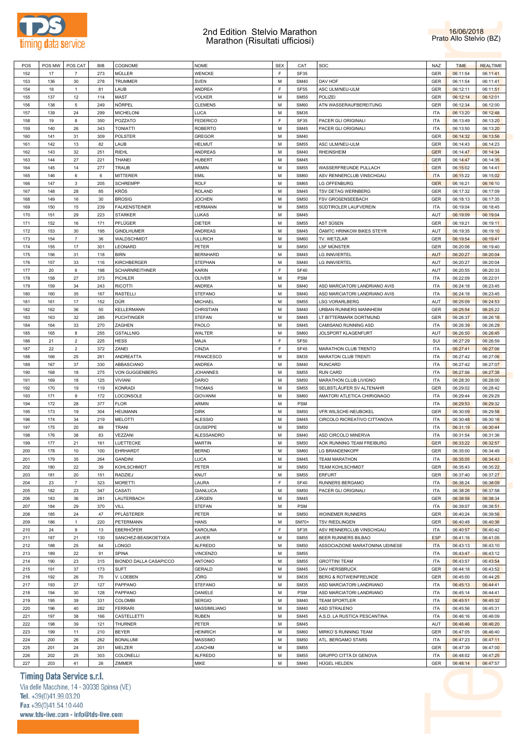# 2nd Edition Stelvio Marathon
## Marathon (Risultati ufficiosi)

16/06/2018
Prato Allo Stelvio (BZ)

| POS | POS MW | POS CAT | BIB | COGNOME | NOME | SEX | CAT | SOC | NAZ | TIME | REALTIME |
|---|---|---|---|---|---|---|---|---|---|---|---|
| 152 | 17 | 7 | 273 | MÜLLER | WENCKE | F | SF35 | | GER | 06:11:54 | 06:11:41 |
| 153 | 136 | 30 | 278 | TRUMMER | SVEN | M | SM40 | DAV HOF | GER | 06:11:54 | 06:11:41 |
| 154 | 18 | 1 | 81 | LAUB | ANDREA | F | SF55 | ASC ULM/NEU-ULM | GER | 06:12:11 | 06:11:51 |
| 155 | 137 | 12 | 114 | MAST | VOLKER | M | SM55 | POLIZEI | GER | 06:12:14 | 06:12:01 |
| 156 | 138 | 5 | 249 | NÖRPEL | CLEMENS | M | SM60 | ATN WASSERAUFBEREITUNG | GER | 06:12:34 | 06:12:00 |
| 157 | 139 | 24 | 299 | MICHELONI | LUCA | M | SM35 | | ITA | 06:13:20 | 06:12:48 |
| 158 | 19 | 8 | 350 | POZZATO | FEDERICO | F | SF35 | PACER GLI ORIGINALI | ITA | 06:13:49 | 06:13:20 |
| 159 | 140 | 26 | 343 | TONIATTI | ROBERTO | M | SM45 | PACER GLI ORIGINALI | ITA | 06:13:50 | 06:13:20 |
| 160 | 141 | 31 | 309 | POLSTER | GREGOR | M | SM40 | | GER | 06:14:32 | 06:13:56 |
| 161 | 142 | 13 | 82 | LAUB | HELMUT | M | SM55 | ASC ULM/NEU-ULM | GER | 06:14:43 | 06:14:23 |
| 162 | 143 | 32 | 251 | RIEHL | ANDREAS | M | SM40 | RHEINSHEIM | GER | 06:14:47 | 06:14:34 |
| 163 | 144 | 27 | 221 | THANEI | HUBERT | M | SM45 | | GER | 06:14:47 | 06:14:35 |
| 164 | 145 | 14 | 277 | TRAUB | ARMIN | M | SM55 | WASSERFREUNDE PULLACH | GER | 06:15:02 | 06:14:41 |
| 165 | 146 | 6 | 6 | MITTERER | EMIL | M | SM60 | ASV RENNERCLUB VINSCHGAU | ITA | 06:15:22 | 06:15:02 |
| 166 | 147 | 3 | 205 | SCHREMPP | ROLF | M | SM65 | LG OFFENBURG | GER | 06:16:21 | 06:16:10 |
| 167 | 148 | 28 | 85 | KRÖS | ROLAND | M | SM45 | TSV DETAG WERNBERG | GER | 06:17:32 | 06:17:09 |
| 168 | 149 | 16 | 30 | BROSIG | JOCHEN | M | SM50 | FSV GROßENSEEBACH | GER | 06:18:13 | 06:17:35 |
| 169 | 150 | 15 | 239 | FALKENSTEINER | HERMANN | M | SM55 | SÜDTIROLER LAUFVEREIN | ITA | 06:19:04 | 06:18:45 |
| 170 | 151 | 29 | 223 | STARKER | LUKAS | M | SM45 | | AUT | 06:19:09 | 06:19:04 |
| 171 | 152 | 16 | 171 | PFLÜGER | DIETER | M | SM55 | AST SÜßEN | GER | 06:19:21 | 06:19:11 |
| 172 | 153 | 30 | 195 | GINDLHUMER | ANDREAS | M | SM45 | ÖAMTC HRINKOW BIKES STEYR | AUT | 06:19:35 | 06:19:10 |
| 173 | 154 | 7 | 36 | WALDSCHMIDT | ULLRICH | M | SM60 | TV. WETZLAR | GER | 06:19:54 | 06:19:41 |
| 174 | 155 | 17 | 301 | LEONARD | PETER | M | SM50 | LSF MÜNSTER | GER | 06:20:06 | 06:19:40 |
| 175 | 156 | 31 | 118 | BIRN | BERNHARD | M | SM45 | LG INNVIERTEL | AUT | 06:20:27 | 06:20:04 |
| 176 | 157 | 33 | 116 | KIRCHBERGER | STEPHAN | M | SM40 | LG INNVIERTEL | AUT | 06:20:27 | 06:20:04 |
| 177 | 20 | 6 | 198 | SCHARNREITHNER | KARIN | F | SF40 | | AUT | 06:20:55 | 06:20:33 |
| 178 | 158 | 27 | 373 | PICHLER | OLIVER | M | PSM | | ITA | 06:22:09 | 06:22:01 |
| 179 | 159 | 34 | 243 | RICOTTI | ANDREA | M | SM40 | ASD MARCIATORI LANDRIANO AVIS | ITA | 06:24:18 | 06:23:45 |
| 180 | 160 | 35 | 167 | RASTELLI | STEFANO | M | SM40 | ASD MARCIATORI LANDRIANO AVIS | ITA | 06:24:18 | 06:23:45 |
| 181 | 161 | 17 | 152 | DÜR | MICHAEL | M | SM55 | LSG VORARLBERG | AUT | 06:25:09 | 06:24:53 |
| 182 | 162 | 36 | 50 | KELLERMANN | CHRISTIAN | M | SM40 | URBAN RUNNERS MANNHEIM | GER | 06:25:54 | 06:25:22 |
| 183 | 163 | 32 | 285 | PUCHTINGER | STEFAN | M | SM45 | LT BITTERMARK DORTMUND | GER | 06:26:37 | 06:26:18 |
| 184 | 164 | 33 | 270 | ZAGHEN | PAOLO | M | SM45 | CAMISANO RUNNING ASD | ITA | 06:26:39 | 06:26:29 |
| 185 | 165 | 8 | 255 | GSTALLNIG | WALTER | M | SM60 | JOLSPORT KLAGENFURT | AUT | 06:26:50 | 06:26:45 |
| 186 | 21 | 2 | 225 | HESS | MAJA | F | SF50 | | SUI | 06:27:29 | 06:26:59 |
| 187 | 22 | 2 | 372 | ZANEI | CINZIA | F | SF45 | MARATHON CLUB TRENTO | ITA | 06:27:41 | 06:27:06 |
| 188 | 166 | 25 | 261 | ANDREATTA | FRANCESCO | M | SM35 | MARATON CLUB TRENTI | ITA | 06:27:42 | 06:27:06 |
| 189 | 167 | 37 | 330 | ABBASCIANO | ANDREA | M | SM40 | RUNCARD | ITA | 06:27:42 | 06:27:07 |
| 190 | 168 | 18 | 275 | VON GUGGENBERG | JOHANNES | M | SM55 | RUN CARD | ITA | 06:27:56 | 06:27:38 |
| 191 | 169 | 18 | 125 | VIVIANI | DARIO | M | SM50 | MARATHON CLUB LIVIGNO | ITA | 06:28:30 | 06:28:00 |
| 192 | 170 | 19 | 119 | KONRADI | THOMAS | M | SM55 | SELBSTLÄUFER SV ALTENAHR | GER | 06:29:02 | 06:28:42 |
| 193 | 171 | 9 | 172 | LOCONSOLE | GIOVANNI | M | SM60 | AMATORI ATLETICA CHIRIGNAGO | ITA | 06:29:44 | 06:29:29 |
| 194 | 172 | 28 | 377 | FLOR | ARMIN | M | PSM | | ITA | 06:29:53 | 06:29:32 |
| 195 | 173 | 19 | 304 | HEUMANN | DIRK | M | SM50 | VFR WILSCHE-NEUBOKEL | GER | 06:30:09 | 06:29:58 |
| 196 | 174 | 34 | 219 | MELOTTI | ALESSIO | M | SM45 | CIRCOLO RICREATIVO CITTANOVA | ITA | 06:30:48 | 06:30:16 |
| 197 | 175 | 20 | 89 | TRANI | GIUSEPPE | M | SM50 | | ITA | 06:31:19 | 06:30:44 |
| 198 | 176 | 38 | 83 | VEZZANI | ALESSANDRO | M | SM40 | ASD CIRCOLO MINERVA | ITA | 06:31:54 | 06:31:36 |
| 199 | 177 | 21 | 161 | LUETTECKE | MARTIN | M | SM50 | AOK RUNNING TEAM FREIBURG | GER | 06:33:22 | 06:32:57 |
| 200 | 178 | 10 | 100 | EHRHARDT | BERND | M | SM60 | LG BRANDENKOPF | GER | 06:35:00 | 06:34:49 |
| 201 | 179 | 35 | 264 | GANDINI | LUCA | M | SM45 | TEAM MARATHON | ITA | 06:35:05 | 06:34:43 |
| 202 | 180 | 22 | 39 | KOHLSCHMIDT | PETER | M | SM50 | TEAM KOHLSCHMIDT | GER | 06:35:43 | 06:35:22 |
| 203 | 181 | 20 | 151 | RADZIEJ | KNUT | M | SM55 | ERFURT | GER | 06:37:40 | 06:37:27 |
| 204 | 23 | 7 | 323 | MORETTI | LAURA | F | SF40 | RUNNERS BERGAMO | ITA | 06:38:24 | 06:38:09 |
| 205 | 182 | 23 | 347 | CASATI | GIANLUCA | M | SM50 | PACER GLI ORIGINALI | ITA | 06:38:26 | 06:37:58 |
| 206 | 183 | 36 | 281 | LAUTERBACH | JÜRGEN | M | SM45 | | GER | 06:38:58 | 06:38:34 |
| 207 | 184 | 29 | 370 | VILL | STEFAN | M | PSM | | ITA | 06:39:07 | 06:38:51 |
| 208 | 185 | 24 | 47 | PFLÄSTERER | PETER | M | SM50 | WOINEMER RUNNERS | GER | 06:40:24 | 06:39:56 |
| 209 | 186 | 1 | 220 | PETERMANN | HANS | M | SM70+ | TSV RIEDLINGEN | GER | 06:40:48 | 06:40:36 |
| 210 | 24 | 9 | 13 | EBERHÖFER | KAROLINA | F | SF35 | ASV RENNERCLUB VINSCHGAU | ITA | 06:40:57 | 06:40:42 |
| 211 | 187 | 21 | 130 | SANCHEZ-BEASKOETXEA | JAVIER | M | SM55 | BEER RUNNERS BILBAO | ESP | 06:41:16 | 06:41:05 |
| 212 | 188 | 25 | 64 | LONGO | ALFREDO | M | SM50 | ASSOCIAZIONE MARATONINA UDINESE | ITA | 06:43:13 | 06:43:10 |
| 213 | 189 | 22 | 91 | SPINA | VINCENZO | M | SM55 | | ITA | 06:43:47 | 06:43:12 |
| 214 | 190 | 23 | 315 | BIONDO DALLA CASAPICCO | ANTONIO | M | SM55 | GROTTINI TEAM | ITA | 06:43:57 | 06:43:54 |
| 215 | 191 | 37 | 173 | SUFT | GERALD | M | SM45 | DAV HERSBRUCK | GER | 06:44:18 | 06:43:52 |
| 216 | 192 | 26 | 70 | V. LOEBEN | JÖRG | M | SM35 | BERG & ROTWEINFREUNDE | GER | 06:45:00 | 06:44:25 |
| 217 | 193 | 27 | 127 | PAPPANO | STEFANO | M | SM35 | ASD MARCIATORI LANDRIANO | ITA | 06:45:13 | 06:44:41 |
| 218 | 194 | 30 | 128 | PAPPANO | DANIELE | M | PSM | ASD MARCIATORI LANDRIANO | ITA | 06:45:14 | 06:44:41 |
| 219 | 195 | 39 | 331 | COLOMBI | SERGIO | M | SM40 | TEAM SPORTLER | ITA | 06:45:51 | 06:45:32 |
| 220 | 196 | 40 | 282 | FERRARI | MASSIMILIANO | M | SM40 | ASD STRALENO | ITA | 06:45:56 | 06:45:31 |
| 221 | 197 | 38 | 166 | CASTELLETTI | RUBEN | M | SM45 | A.S.D. LA RUSTICA PESCANTINA | ITA | 06:46:16 | 06:46:09 |
| 222 | 198 | 39 | 121 | THURNER | PETER | M | SM45 | | AUT | 06:46:46 | 06:46:20 |
| 223 | 199 | 11 | 210 | BEYER | HEINRICH | M | SM60 | MIRKO´S RUNNING TEAM | GER | 06:47:05 | 06:46:40 |
| 224 | 200 | 26 | 262 | BONALUMI | MASSIMO | M | SM50 | ATL. BERGAMO STARS | ITA | 06:47:23 | 06:47:11 |
| 225 | 201 | 24 | 201 | MELZER | JOACHIM | M | SM55 | | GER | 06:47:39 | 06:47:00 |
| 226 | 202 | 25 | 303 | COLONELLI | ALFREDO | M | SM55 | GRUPPO CITTÀ DI GENOVA | ITA | 06:48:02 | 06:47:25 |
| 227 | 203 | 41 | 26 | ZIMMER | MIKE | M | SM40 | HÜGEL HELDEN | GER | 06:48:14 | 06:47:57 |

**Timing Data Service s.r.l.**
Via delle Macchine, 14 - 30038 Spinea (VE)
Tel. +39(0)41.99.03.20
Fax +39(0)41.54.10.440
www.tds-live.com - info@tds-live.com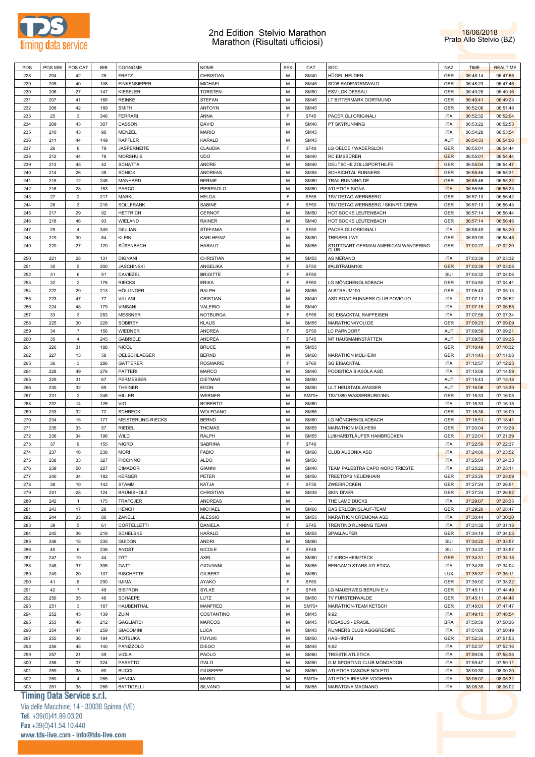# 2nd Edition Stelvio Marathon
## Marathon (Risultati ufficiosi)

16/06/2018
Prato Allo Stelvio (BZ)

| POS | POS MW | POS CAT | BIB | COGNOME | NOME | SEX | CAT | SOC | NAZ | TIME | REALTIME |
|---|---|---|---|---|---|---|---|---|---|---|---|
| 228 | 204 | 42 | 25 | FRETZ | CHRISTIAN | M | SM40 | HÜGEL-HELDEN | GER | 06:48:14 | 06:47:55 |
| 229 | 205 | 40 | 108 | FINKENSIEPER | MICHAEL | M | SM45 | SC08 RADEVORMWALD | GER | 06:48:23 | 06:47:46 |
| 230 | 206 | 27 | 147 | KIESELER | TORSTEN | M | SM50 | ESV LOK DESSAU | GER | 06:49:28 | 06:49:16 |
| 231 | 207 | 41 | 168 | REINKE | STEFAN | M | SM45 | LT BITTERMARK DORTMUND | GER | 06:49:41 | 06:49:23 |
| 232 | 208 | 42 | 189 | SMITH | ANTOYN | M | SM45 | | GBR | 06:52:06 | 06:51:48 |
| 233 | 25 | 3 | 346 | FERRARI | ANNA | F | SF45 | PACER GLI ORIGINALI | ITA | 06:52:32 | 06:52:04 |
| 234 | 209 | 43 | 307 | CASSONI | DAVID | M | SM40 | PT SKYRUNNING | ITA | 06:53:22 | 06:52:53 |
| 235 | 210 | 43 | 90 | MENZEL | MARIO | M | SM45 | | GER | 06:54:28 | 06:53:54 |
| 236 | 211 | 44 | 149 | RAFFLER | HARALD | M | SM45 | | AUT | 06:54:33 | 06:54:06 |
| 237 | 26 | 8 | 79 | JASPERNEITE | CLAUDIA | F | SF40 | LG OELDE / WADERSLOH | GER | 06:55:01 | 06:54:44 |
| 238 | 212 | 44 | 78 | MORSHUIS | UDO | M | SM40 | RC EMSBÜREN | GER | 06:55:01 | 06:54:44 |
| 239 | 213 | 45 | 42 | SCHATTA | ANDRE | M | SM40 | DEUTSCHE ZOLLSPORTHILFE | GER | 06:55:04 | 06:54:47 |
| 240 | 214 | 26 | 38 | SCHICK | ANDREAS | M | SM55 | SCHAICHTAL RUNNERS | GER | 06:55:46 | 06:55:31 |
| 241 | 215 | 12 | 248 | MANHARD | BERNIE | M | SM60 | TRAILRUNNING.DE | GER | 06:55:46 | 06:55:32 |
| 242 | 216 | 28 | 153 | PARCO | PIERPAOLO | M | SM50 | ATLETICA SIGNA | ITA | 06:55:55 | 06:55:23 |
| 243 | 27 | 2 | 217 | MARKL | HELGA | F | SF55 | TSV DETAG WERNBERG | GER | 06:57:13 | 06:56:42 |
| 244 | 28 | 3 | 216 | SOLLFRANK | SABINE | F | SF50 | TSV DETAG WERNBERG / SKINFIT-CREW | GER | 06:57:13 | 06:56:43 |
| 245 | 217 | 29 | 92 | HETTRICH | GERNOT | M | SM50 | HOT SOCKS LEUTENBACH | GER | 06:57:14 | 06:56:44 |
| 246 | 218 | 46 | 93 | WIELAND | RAINER | M | SM40 | HOT SOCKS LEUTENBACH | GER | 06:57:14 | 06:56:45 |
| 247 | 29 | 4 | 349 | GIULIANI | STEFANIA | F | SF50 | PACER GLI ORIGINALI | ITA | 06:58:49 | 06:58:20 |
| 248 | 219 | 30 | 84 | KLEIN | KARLHEINZ | M | SM50 | TREISER LWT | GER | 06:59:09 | 06:58:45 |
| 249 | 220 | 27 | 120 | SÜßENBACH | HARALD | M | SM55 | STUTTGART GERMAN AMERICAN WANDERING CLUB | GER | 07:02:27 | 07:02:20 |
| 250 | 221 | 28 | 131 | DIGNANI | CHRISTIAN | M | SM55 | AS MERANO | ITA | 07:03:38 | 07:03:32 |
| 251 | 30 | 5 | 200 | JASCHINSKI | ANGELIKA | F | SF50 | #ALBTRAUM100 | GER | 07:03:38 | 07:03:08 |
| 252 | 31 | 6 | 51 | CAVIEZEL | BRIGITTE | F | SF50 | | SUI | 07:04:32 | 07:04:06 |
| 253 | 32 | 2 | 176 | RIECKS | ERIKA | F | SF60 | LG MÖNCHENGLADBACH | GER | 07:04:50 | 07:04:41 |
| 254 | 222 | 29 | 213 | HÖLLINGER | RALPH | M | SM55 | ALBTRAUM100 | GER | 07:05:43 | 07:05:13 |
| 255 | 223 | 47 | 77 | VILLANI | CRISTIAN | M | SM40 | ASD ROAD RUNNERS CLUB POVIGLIO | ITA | 07:07:13 | 07:06:52 |
| 256 | 224 | 48 | 179 | VINSANI | VALERIO | M | SM40 | | ITA | 07:07:16 | 07:06:55 |
| 257 | 33 | 3 | 283 | MESSNER | NOTBURGA | F | SF55 | SG EISACKTAL RAIFFEISEN | ITA | 07:07:58 | 07:07:34 |
| 258 | 225 | 30 | 228 | SOBIREY | KLAUS | M | SM55 | MARATHON4YOU.DE | GER | 07:09:23 | 07:09:09 |
| 259 | 34 | 7 | 156 | WIEDNER | ANDREA | F | SF50 | LC PARNDORF | AUT | 07:09:50 | 07:09:21 |
| 260 | 35 | 4 | 245 | GABRIELE | ANDREA | F | SF45 | MT HAUSMANNSTÄTTEN | AUT | 07:09:50 | 07:09:35 |
| 261 | 226 | 31 | 188 | NICOL | BRUCE | M | SM55 | | GER | 07:10:49 | 07:10:32 |
| 262 | 227 | 13 | 58 | OELSCHLAEGER | BERND | M | SM60 | MARATHON MÜLHEIM | GER | 07:11:43 | 07:11:08 |
| 263 | 36 | 3 | 286 | GATTERER | ROSMARIE | F | SF60 | SG EISACKTAL | ITA | 07:12:57 | 07:12:23 |
| 264 | 228 | 49 | 276 | PATTERI | MARCO | M | SM40 | PODISTICA BIASOLA ASD | ITA | 07:15:08 | 07:14:59 |
| 265 | 229 | 31 | 67 | PERMESSER | DIETMAR | M | SM50 | | AUT | 07:15:43 | 07:15:18 |
| 266 | 230 | 32 | 69 | THEINER | EGON | M | SM50 | ULT HEUSTADLWASSER | AUT | 07:16:06 | 07:15:39 |
| 267 | 231 | 2 | 246 | HILLER | WERNER | M | SM70+ | TSV1880 WASSERBURG/INN | GER | 07:16:33 | 07:16:05 |
| 268 | 232 | 14 | 126 | VIO | ROBERTO | M | SM60 | | ITA | 07:16:33 | 07:16:15 |
| 269 | 233 | 32 | 72 | SCHRECK | WOLFGANG | M | SM55 | | GER | 07:16:38 | 07:16:09 |
| 270 | 234 | 15 | 177 | MEISTERLING-RIECKS | BERND | M | SM60 | LG MÖNCHENGLADBACH | GER | 07:18:51 | 07:18:41 |
| 271 | 235 | 33 | 57 | RIEDEL | THOMAS | M | SM55 | MARATHON MÜLHEIM | GER | 07:20:04 | 07:19:29 |
| 272 | 236 | 34 | 196 | WILD | RALPH | M | SM55 | LUßHARDTLÄUFER HAMBRÜCKEN | GER | 07:22:01 | 07:21:39 |
| 273 | 37 | 9 | 155 | NIGRO | SABRINA | F | SF40 | | ITA | 07:22:50 | 07:22:37 |
| 274 | 237 | 16 | 238 | MORI | FABIO | M | SM60 | CLUB AUSONIA ASD | ITA | 07:24:00 | 07:23:52 |
| 275 | 238 | 33 | 327 | PICCINNO | ALDO | M | SM50 | | ITA | 07:25:04 | 07:24:33 |
| 276 | 239 | 50 | 227 | CIMADOR | GIANNI | M | SM40 | TEAM PALESTRA CAPO NORD TRIESTE | ITA | 07:25:22 | 07:25:11 |
| 277 | 240 | 34 | 192 | KERGER | PETER | M | SM50 | TREETOPS NEUENHAIN | GER | 07:25:26 | 07:25:09 |
| 278 | 38 | 10 | 142 | STAMM | KATJA | F | SF35 | ZWEIBRÜCKEN | GER | 07:27:24 | 07:26:51 |
| 279 | 241 | 28 | 124 | BRÜNISHOLZ | CHRISTIAN | M | SM35 | SKIN DIVER | GER | 07:27:24 | 07:26:52 |
| 280 | 242 | 1 | 175 | TRAFOJER | ANDREAS | M | - | THE LAME DUCKS | ITA | 07:29:07 | 07:28:35 |
| 281 | 243 | 17 | 28 | HENCH | MICHAEL | M | SM60 | DAS ERLEBNISLAUF-TEAM | GER | 07:29:26 | 07:28:47 |
| 282 | 244 | 35 | 80 | ZANELLI | ALESSIO | M | SM55 | MARATHON CREMONA ASD | ITA | 07:30:44 | 07:30:30 |
| 283 | 39 | 5 | 61 | CORTELLETTI | DANIELA | F | SF45 | TRENTINO RUNNING TEAM | ITA | 07:31:32 | 07:31:18 |
| 284 | 245 | 36 | 218 | SCHELSKE | HARALD | M | SM55 | SPAßLÄUFER | GER | 07:34:18 | 07:34:03 |
| 285 | 246 | 18 | 235 | GUIDON | ANDRI | M | SM60 | | SUI | 07:34:22 | 07:33:57 |
| 286 | 40 | 6 | 236 | ANGST | NICOLE | F | SF45 | | SUI | 07:34:22 | 07:33:57 |
| 287 | 247 | 19 | 44 | OTT | AXEL | M | SM60 | LT KIRCHHEIM/TECK | GER | 07:34:31 | 07:34:15 |
| 288 | 248 | 37 | 306 | GATTI | GIOVANNI | M | SM55 | BERGAMO STARS ATLETICA | ITA | 07:34:39 | 07:34:04 |
| 289 | 249 | 20 | 107 | RISCHETTE | GILBERT | M | SM60 | | LUX | 07:35:37 | 07:35:11 |
| 290 | 41 | 8 | 290 | IIJIMA | AYAKO | F | SF50 | | GER | 07:39:02 | 07:38:22 |
| 291 | 42 | 7 | 49 | BISTRON | SYLKE | F | SF45 | LG MAUERWEG BERLIN E.V. | GER | 07:45:11 | 07:44:49 |
| 292 | 250 | 35 | 46 | SCHAEPE | LUTZ | M | SM50 | TV FÜRSTENWALDE | GER | 07:45:11 | 07:44:48 |
| 293 | 251 | 3 | 187 | HAUBENTHAL | MANFRED | M | SM70+ | MARATHON-TEAM KETSCH | GER | 07:48:03 | 07:47:47 |
| 294 | 252 | 45 | 139 | ZUIN | COSTANTINO | M | SM45 | 9,92 | ITA | 07:49:15 | 07:48:54 |
| 295 | 253 | 46 | 212 | GAGLIARDI | MARCOS | M | SM45 | PEGASUS - BRASIL | BRA | 07:50:50 | 07:50:36 |
| 296 | 254 | 47 | 259 | GIACOMINI | LUCA | M | SM45 | RUNNERS CLUB AGGGREDIRE | ITA | 07:51:00 | 07:50:49 |
| 297 | 255 | 36 | 184 | AOTSUKA | FUYUKI | M | SM50 | HASHIRITAI | GER | 07:52:33 | 07:51:53 |
| 298 | 256 | 48 | 140 | PANIZZOLO | DIEGO | M | SM45 | 9,92 | ITA | 07:52:37 | 07:52:16 |
| 299 | 257 | 21 | 59 | VIOLA | PAOLO | M | SM60 | TRIESTE ATLETICA | ITA | 07:59:05 | 07:58:35 |
| 300 | 258 | 37 | 324 | PASETTO | ITALO | M | SM50 | G.M SPORTING CLUB MONDADORI | ITA | 07:59:47 | 07:59:11 |
| 301 | 259 | 38 | 60 | BUCCI | GIUSEPPE | M | SM50 | ATLETICA CASONE NOLETO | ITA | 08:00:30 | 08:00:20 |
| 302 | 260 | 4 | 265 | VENCIA | MARIO | M | SM70+ | ATLETICA IRIENSE VOGHERA | ITA | 08:06:07 | 08:05:32 |
| 303 | 261 | 38 | 266 | BATTIGELLI | SILVANO | M | SM55 | MARATONA MAGNANO | ITA | 08:06:39 | 08:06:02 |

**Timing Data Service s.r.l.**
Via delle Macchine, 14 - 30038 Spinea (VE)
Tel. +39(0)41.99.03.20
Fax +39(0)41.54.10.440
www.tds-live.com - info@tds-live.com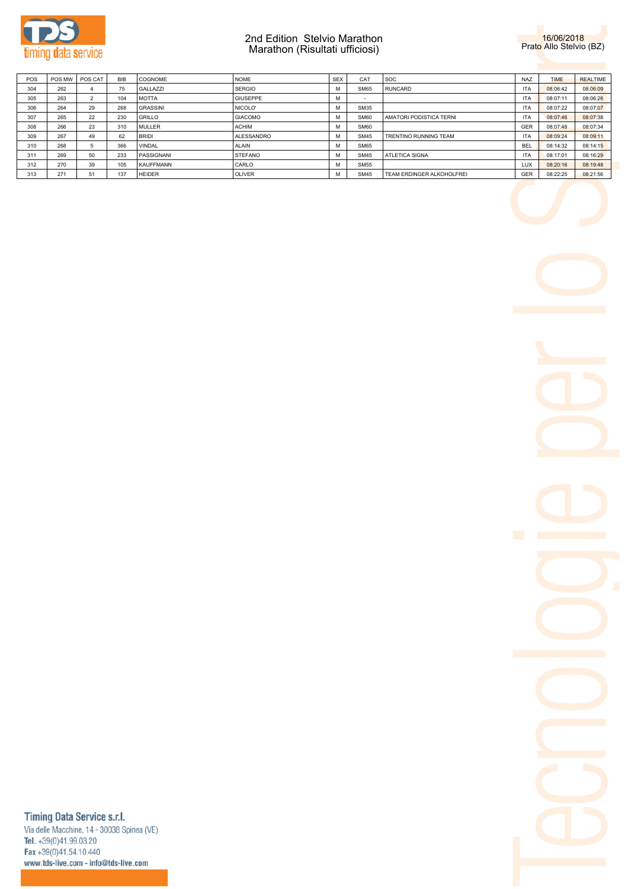# 2nd Edition Stelvio Marathon
## Marathon (Risultati ufficiosi)

16/06/2018
Prato Allo Stelvio (BZ)

| POS | POS MW | POS CAT | BIB | COGNOME | NOME | SEX | CAT | SOC | NAZ | TIME | REALTIME |
|---|---|---|---|---|---|---|---|---|---|---|---|
| 304 | 262 | 4 | 75 | GALLAZZI | SERGIO | M | SM65 | RUNCARD | ITA | 08:06:42 | 08:06:09 |
| 305 | 263 | 2 | 104 | MOTTA | GIUSEPPE | M | - | | ITA | 08:07:11 | 08:06:26 |
| 306 | 264 | 29 | 268 | GRASSINI | NICOLO' | M | SM35 | | ITA | 08:07:22 | 08:07:07 |
| 307 | 265 | 22 | 230 | GRILLO | GIACOMO | M | SM60 | AMATORI PODISTICA TERNI | ITA | 08:07:46 | 08:07:38 |
| 308 | 266 | 23 | 310 | MULLER | ACHIM | M | SM60 | | GER | 08:07:48 | 08:07:34 |
| 309 | 267 | 49 | 62 | BRIDI | ALESSANDRO | M | SM45 | TRENTINO RUNNING TEAM | ITA | 08:09:24 | 08:09:11 |
| 310 | 268 | 5 | 366 | VINDAL | ALAIN | M | SM65 | | BEL | 08:14:32 | 08:14:15 |
| 311 | 269 | 50 | 233 | PASSIGNANI | STEFANO | M | SM45 | ATLETICA SIGNA | ITA | 08:17:01 | 08:16:29 |
| 312 | 270 | 39 | 105 | KAUFFMANN | CARLO | M | SM55 | | LUX | 08:20:16 | 08:19:48 |
| 313 | 271 | 51 | 137 | HEIDER | OLIVER | M | SM45 | TEAM ERDINGER ALKOHOLFREI | GER | 08:22:25 | 08:21:56 |

**Timing Data Service s.r.l.**
Via delle Macchine, 14 - 30038 Spinea (VE)
**Tel.** +39(0)41.99.03.20
**Fax** +39(0)41.54.10.440
www.tds-live.com - info@tds-live.com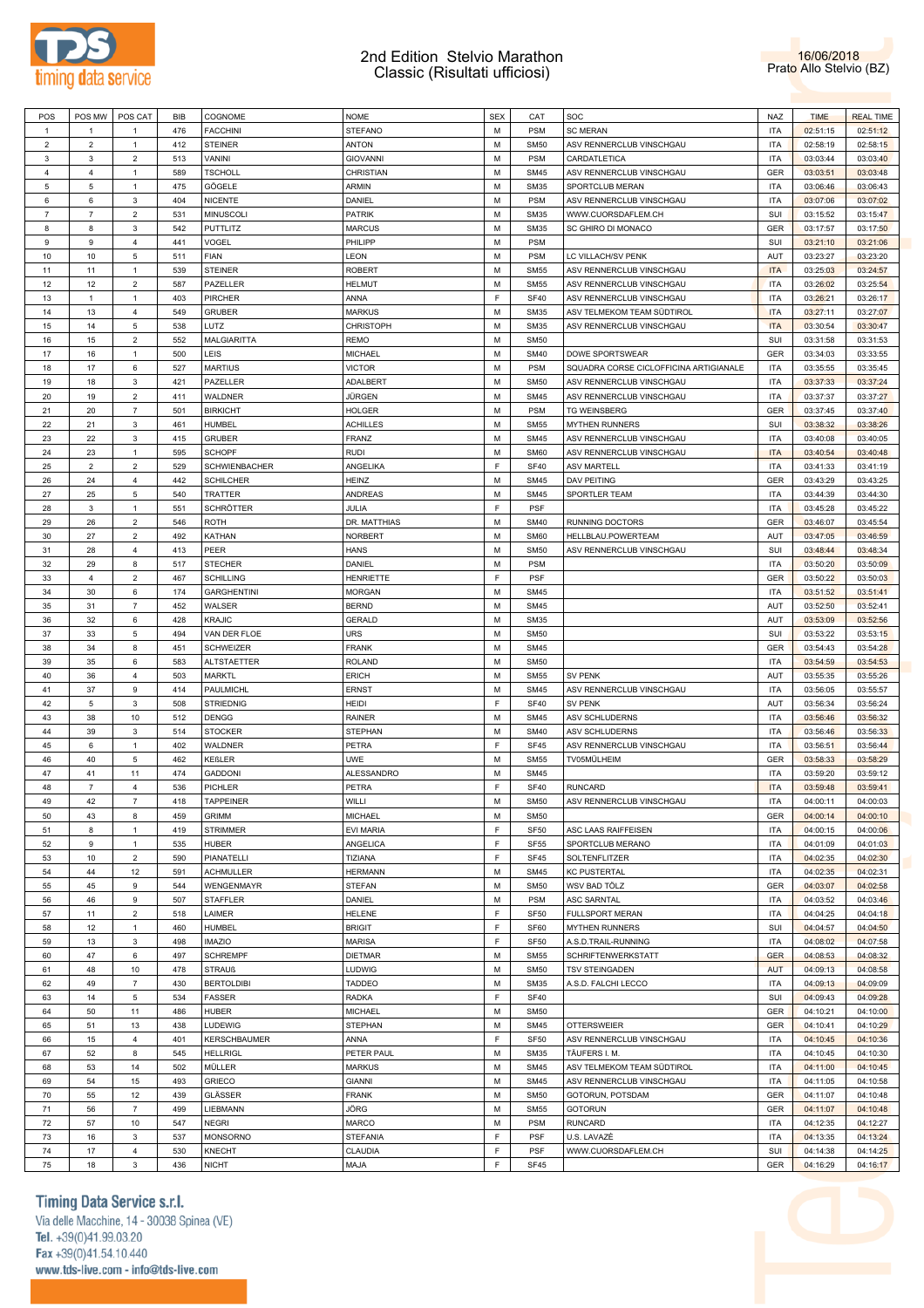# 2nd Edition Stelvio Marathon Classic (Risultati ufficiosi)

16/06/2018
Prato Allo Stelvio (BZ)

| POS | POS MW | POS CAT | BIB | COGNOME | NOME | SEX | CAT | SOC | NAZ | TIME | REAL TIME |
|---|---|---|---|---|---|---|---|---|---|---|---|
| 1 | 1 | 1 | 476 | FACCHINI | STEFANO | M | PSM | SC MERAN | ITA | 02:51:15 | 02:51:12 |
| 2 | 2 | 1 | 412 | STEINER | ANTON | M | SM50 | ASV RENNERCLUB VINSCHGAU | ITA | 02:58:19 | 02:58:15 |
| 3 | 3 | 2 | 513 | VANINI | GIOVANNI | M | PSM | CARDATLETICA | ITA | 03:03:44 | 03:03:40 |
| 4 | 4 | 1 | 589 | TSCHOLL | CHRISTIAN | M | SM45 | ASV RENNERCLUB VINSCHGAU | GER | 03:03:51 | 03:03:48 |
| 5 | 5 | 1 | 475 | GÖGELE | ARMIN | M | SM35 | SPORTCLUB MERAN | ITA | 03:06:46 | 03:06:43 |
| 6 | 6 | 3 | 404 | NICENTE | DANIEL | M | PSM | ASV RENNERCLUB VINSCHGAU | ITA | 03:07:06 | 03:07:02 |
| 7 | 7 | 2 | 531 | MINUSCOLI | PATRIK | M | SM35 | WWW.CUORSDAFLEM.CH | SUI | 03:15:52 | 03:15:47 |
| 8 | 8 | 3 | 542 | PUTTLITZ | MARCUS | M | SM35 | SC GHIRO DI MONACO | GER | 03:17:57 | 03:17:50 |
| 9 | 9 | 4 | 441 | VOGEL | PHILIPP | M | PSM |  | SUI | 03:21:10 | 03:21:06 |
| 10 | 10 | 5 | 511 | FIAN | LEON | M | PSM | LC VILLACH/SV PENK | AUT | 03:23:27 | 03:23:20 |
| 11 | 11 | 1 | 539 | STEINER | ROBERT | M | SM55 | ASV RENNERCLUB VINSCHGAU | ITA | 03:25:03 | 03:24:57 |
| 12 | 12 | 2 | 587 | PAZELLER | HELMUT | M | SM55 | ASV RENNERCLUB VINSCHGAU | ITA | 03:26:02 | 03:25:54 |
| 13 | 1 | 1 | 403 | PIRCHER | ANNA | F | SF40 | ASV RENNERCLUB VINSCHGAU | ITA | 03:26:21 | 03:26:17 |
| 14 | 13 | 4 | 549 | GRUBER | MARKUS | M | SM35 | ASV TELMEKOM TEAM SÜDTIROL | ITA | 03:27:11 | 03:27:07 |
| 15 | 14 | 5 | 538 | LUTZ | CHRISTOPH | M | SM35 | ASV RENNERCLUB VINSCHGAU | ITA | 03:30:54 | 03:30:47 |
| 16 | 15 | 2 | 552 | MALGIARITTA | REMO | M | SM50 |  | SUI | 03:31:58 | 03:31:53 |
| 17 | 16 | 1 | 500 | LEIS | MICHAEL | M | SM40 | DOWE SPORTSWEAR | GER | 03:34:03 | 03:33:55 |
| 18 | 17 | 6 | 527 | MARTIUS | VICTOR | M | PSM | SQUADRA CORSE CICLOFFICINA ARTIGIANALE | ITA | 03:35:55 | 03:35:45 |
| 19 | 18 | 3 | 421 | PAZELLER | ADALBERT | M | SM50 | ASV RENNERCLUB VINSCHGAU | ITA | 03:37:33 | 03:37:24 |
| 20 | 19 | 2 | 411 | WALDNER | JÜRGEN | M | SM45 | ASV RENNERCLUB VINSCHGAU | ITA | 03:37:37 | 03:37:27 |
| 21 | 20 | 7 | 501 | BIRKICHT | HOLGER | M | PSM | TG WEINSBERG | GER | 03:37:45 | 03:37:40 |
| 22 | 21 | 3 | 461 | HUMBEL | ACHILLES | M | SM55 | MYTHEN RUNNERS | SUI | 03:38:32 | 03:38:26 |
| 23 | 22 | 3 | 415 | GRUBER | FRANZ | M | SM45 | ASV RENNERCLUB VINSCHGAU | ITA | 03:40:08 | 03:40:05 |
| 24 | 23 | 1 | 595 | SCHOPF | RUDI | M | SM60 | ASV RENNERCLUB VINSCHGAU | ITA | 03:40:54 | 03:40:48 |
| 25 | 2 | 2 | 529 | SCHWIENBACHER | ANGELIKA | F | SF40 | ASV MARTELL | ITA | 03:41:33 | 03:41:19 |
| 26 | 24 | 4 | 442 | SCHILCHER | HEINZ | M | SM45 | DAV PEITING | GER | 03:43:29 | 03:43:25 |
| 27 | 25 | 5 | 540 | TRATTER | ANDREAS | M | SM45 | SPORTLER TEAM | ITA | 03:44:39 | 03:44:30 |
| 28 | 3 | 1 | 551 | SCHRÖTTER | JULIA | F | PSF |  | ITA | 03:45:28 | 03:45:22 |
| 29 | 26 | 2 | 546 | ROTH | DR. MATTHIAS | M | SM40 | RUNNING DOCTORS | GER | 03:46:07 | 03:45:54 |
| 30 | 27 | 2 | 492 | KATHAN | NORBERT | M | SM60 | HELLBLAU.POWERTEAM | AUT | 03:47:05 | 03:46:59 |
| 31 | 28 | 4 | 413 | PEER | HANS | M | SM50 | ASV RENNERCLUB VINSCHGAU | SUI | 03:48:44 | 03:48:34 |
| 32 | 29 | 8 | 517 | STECHER | DANIEL | M | PSM |  | ITA | 03:50:20 | 03:50:09 |
| 33 | 4 | 2 | 467 | SCHILLING | HENRIETTE | F | PSF |  | GER | 03:50:22 | 03:50:03 |
| 34 | 30 | 6 | 174 | GARGHENTINI | MORGAN | M | SM45 |  | ITA | 03:51:52 | 03:51:41 |
| 35 | 31 | 7 | 452 | WALSER | BERND | M | SM45 |  | AUT | 03:52:50 | 03:52:41 |
| 36 | 32 | 6 | 428 | KRAJIC | GERALD | M | SM35 |  | AUT | 03:53:09 | 03:52:56 |
| 37 | 33 | 5 | 494 | VAN DER FLOE | URS | M | SM50 |  | SUI | 03:53:22 | 03:53:15 |
| 38 | 34 | 8 | 451 | SCHWEIZER | FRANK | M | SM45 |  | GER | 03:54:43 | 03:54:28 |
| 39 | 35 | 6 | 583 | ALTSTAETTER | ROLAND | M | SM50 |  | ITA | 03:54:59 | 03:54:53 |
| 40 | 36 | 4 | 503 | MARKTL | ERICH | M | SM55 | SV PENK | AUT | 03:55:35 | 03:55:26 |
| 41 | 37 | 9 | 414 | PAULMICHL | ERNST | M | SM45 | ASV RENNERCLUB VINSCHGAU | ITA | 03:56:05 | 03:55:57 |
| 42 | 5 | 3 | 508 | STRIEDNIG | HEIDI | F | SF40 | SV PENK | AUT | 03:56:34 | 03:56:24 |
| 43 | 38 | 10 | 512 | DENGG | RAINER | M | SM45 | ASV SCHLUDERNS | ITA | 03:56:46 | 03:56:32 |
| 44 | 39 | 3 | 514 | STOCKER | STEPHAN | M | SM40 | ASV SCHLUDERNS | ITA | 03:56:46 | 03:56:33 |
| 45 | 6 | 1 | 402 | WALDNER | PETRA | F | SF45 | ASV RENNERCLUB VINSCHGAU | ITA | 03:56:51 | 03:56:44 |
| 46 | 40 | 5 | 462 | KEßLER | UWE | M | SM55 | TV05MÜLHEIM | GER | 03:58:33 | 03:58:29 |
| 47 | 41 | 11 | 474 | GADDONI | ALESSANDRO | M | SM45 |  | ITA | 03:59:20 | 03:59:12 |
| 48 | 7 | 4 | 536 | PICHLER | PETRA | F | SF40 | RUNCARD | ITA | 03:59:48 | 03:59:41 |
| 49 | 42 | 7 | 418 | TAPPEINER | WILLI | M | SM50 | ASV RENNERCLUB VINSCHGAU | ITA | 04:00:11 | 04:00:03 |
| 50 | 43 | 8 | 459 | GRIMM | MICHAEL | M | SM50 |  | GER | 04:00:14 | 04:00:10 |
| 51 | 8 | 1 | 419 | STRIMMER | EVI MARIA | F | SF50 | ASC LAAS RAIFFEISEN | ITA | 04:00:15 | 04:00:06 |
| 52 | 9 | 1 | 535 | HUBER | ANGELICA | F | SF55 | SPORTCLUB MERANO | ITA | 04:01:09 | 04:01:03 |
| 53 | 10 | 2 | 590 | PIANATELLI | TIZIANA | F | SF45 | SOLTENFLITZER | ITA | 04:02:35 | 04:02:30 |
| 54 | 44 | 12 | 591 | ACHMULLER | HERMANN | M | SM45 | KC PUSTERTAL | ITA | 04:02:35 | 04:02:31 |
| 55 | 45 | 9 | 544 | WENGENMAYR | STEFAN | M | SM50 | WSV BAD TÖLZ | GER | 04:03:07 | 04:02:58 |
| 56 | 46 | 9 | 507 | STAFFLER | DANIEL | M | PSM | ASC SARNTAL | ITA | 04:03:52 | 04:03:46 |
| 57 | 11 | 2 | 518 | LAIMER | HELENE | F | SF50 | FULLSPORT MERAN | ITA | 04:04:25 | 04:04:18 |
| 58 | 12 | 1 | 460 | HUMBEL | BRIGIT | F | SF60 | MYTHEN RUNNERS | SUI | 04:04:57 | 04:04:50 |
| 59 | 13 | 3 | 498 | IMAZIO | MARISA | F | SF50 | A.S.D.TRAIL-RUNNING | ITA | 04:08:02 | 04:07:58 |
| 60 | 47 | 6 | 497 | SCHREMPF | DIETMAR | M | SM55 | SCHRIFTENWERKSTATT | GER | 04:08:53 | 04:08:32 |
| 61 | 48 | 10 | 478 | STRAUß | LUDWIG | M | SM50 | TSV STEINGADEN | AUT | 04:09:13 | 04:08:58 |
| 62 | 49 | 7 | 430 | BERTOLDIBI | TADDEO | M | SM35 | A.S.D. FALCHI LECCO | ITA | 04:09:13 | 04:09:09 |
| 63 | 14 | 5 | 534 | FASSER | RADKA | F | SF40 |  | SUI | 04:09:43 | 04:09:28 |
| 64 | 50 | 11 | 486 | HUBER | MICHAEL | M | SM50 |  | GER | 04:10:21 | 04:10:00 |
| 65 | 51 | 13 | 438 | LUDEWIG | STEPHAN | M | SM45 | OTTERSWEIER | GER | 04:10:41 | 04:10:29 |
| 66 | 15 | 4 | 401 | KERSCHBAUMER | ANNA | F | SF50 | ASV RENNERCLUB VINSCHGAU | ITA | 04:10:45 | 04:10:36 |
| 67 | 52 | 8 | 545 | HELLRIGL | PETER PAUL | M | SM35 | TÄUFERS I. M. | ITA | 04:10:45 | 04:10:30 |
| 68 | 53 | 14 | 502 | MÜLLER | MARKUS | M | SM45 | ASV TELMEKOM TEAM SÜDTIROL | ITA | 04:11:00 | 04:10:45 |
| 69 | 54 | 15 | 493 | GRIECO | GIANNI | M | SM45 | ASV RENNERCLUB VINSCHGAU | ITA | 04:11:05 | 04:10:58 |
| 70 | 55 | 12 | 439 | GLÄSSER | FRANK | M | SM50 | GOTORUN, POTSDAM | GER | 04:11:07 | 04:10:48 |
| 71 | 56 | 7 | 499 | LIEBMANN | JÖRG | M | SM55 | GOTORUN | GER | 04:11:07 | 04:10:48 |
| 72 | 57 | 10 | 547 | NEGRI | MARCO | M | PSM | RUNCARD | ITA | 04:12:35 | 04:12:27 |
| 73 | 16 | 3 | 537 | MONSORNO | STEFANIA | F | PSF | U.S. LAVAZÈ | ITA | 04:13:35 | 04:13:24 |
| 74 | 17 | 4 | 530 | KNECHT | CLAUDIA | F | PSF | WWW.CUORSDAFLEM.CH | SUI | 04:14:38 | 04:14:25 |
| 75 | 18 | 3 | 436 | NICHT | MAJA | F | SF45 |  | GER | 04:16:29 | 04:16:17 |

**Timing Data Service s.r.l.**
Via delle Macchine, 14 - 30038 Spinea (VE)
Tel. +39(0)41.99.03.20
Fax +39(0)41.54.10.440
www.tds-live.com - info@tds-live.com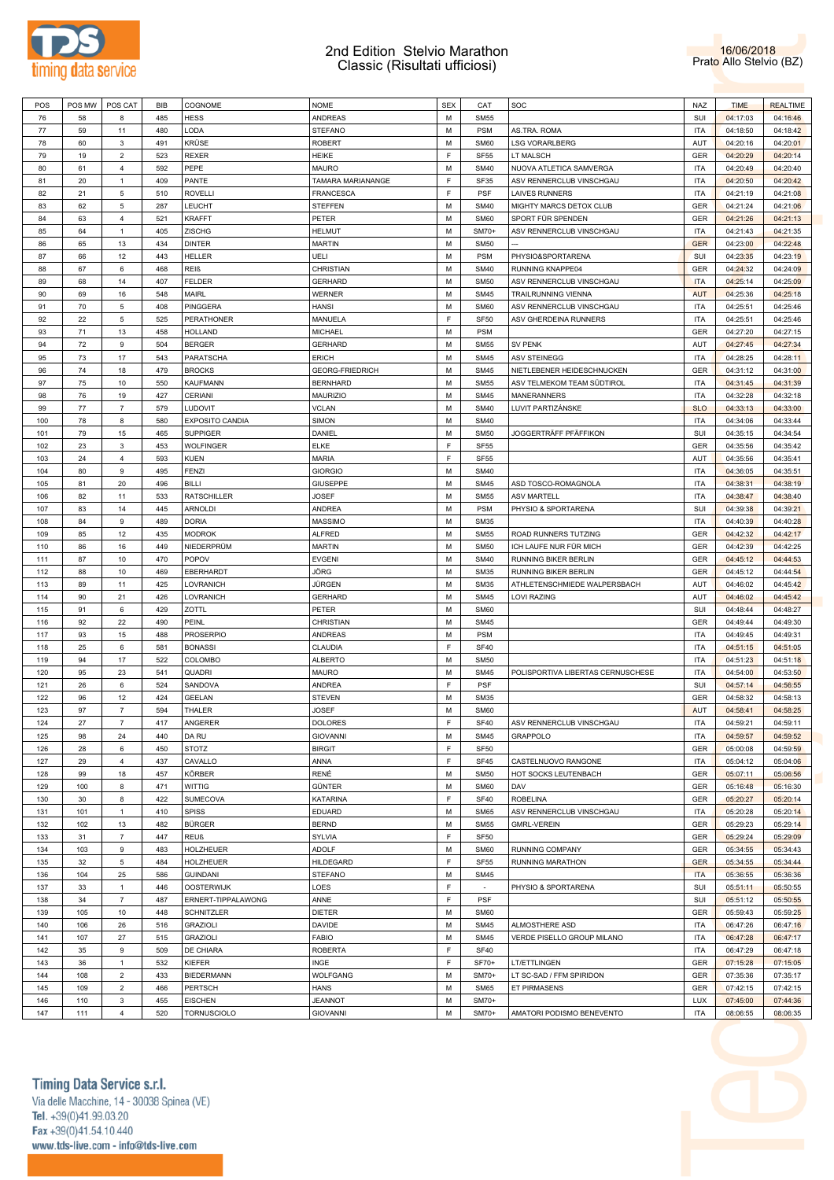# 2nd Edition Stelvio Marathon
## Classic (Risultati ufficiosi)

16/06/2018
Prato Allo Stelvio (BZ)

| POS | POS MW | POS CAT | BIB | COGNOME | NOME | SEX | CAT | SOC | NAZ | TIME | REALTIME |
|---|---|---|---|---|---|---|---|---|---|---|---|
| 76 | 58 | 8 | 485 | HESS | ANDREAS | M | SM55 | | SUI | 04:17:03 | 04:16:46 |
| 77 | 59 | 11 | 480 | LODA | STEFANO | M | PSM | AS.TRA. ROMA | ITA | 04:18:50 | 04:18:42 |
| 78 | 60 | 3 | 491 | KRÜSE | ROBERT | M | SM60 | LSG VORARLBERG | AUT | 04:20:16 | 04:20:01 |
| 79 | 19 | 2 | 523 | REXER | HEIKE | F | SF55 | LT MALSCH | GER | 04:20:29 | 04:20:14 |
| 80 | 61 | 4 | 592 | PEPE | MAURO | M | SM40 | NUOVA ATLETICA SAMVERGA | ITA | 04:20:49 | 04:20:40 |
| 81 | 20 | 1 | 409 | PANTE | TAMARA MARIANANGE | F | SF35 | ASV RENNERCLUB VINSCHGAU | ITA | 04:20:50 | 04:20:42 |
| 82 | 21 | 5 | 510 | ROVELLI | FRANCESCA | F | PSF | LAIVES RUNNERS | ITA | 04:21:19 | 04:21:08 |
| 83 | 62 | 5 | 287 | LEUCHT | STEFFEN | M | SM40 | MIGHTY MARCS DETOX CLUB | GER | 04:21:24 | 04:21:06 |
| 84 | 63 | 4 | 521 | KRAFFT | PETER | M | SM60 | SPORT FÜR SPENDEN | GER | 04:21:26 | 04:21:13 |
| 85 | 64 | 1 | 405 | ZISCHG | HELMUT | M | SM70+ | ASV RENNERCLUB VINSCHGAU | ITA | 04:21:43 | 04:21:35 |
| 86 | 65 | 13 | 434 | DINTER | MARTIN | M | SM50 | --- | GER | 04:23:00 | 04:22:48 |
| 87 | 66 | 12 | 443 | HELLER | UELI | M | PSM | PHYSIO&SPORTARENA | SUI | 04:23:35 | 04:23:19 |
| 88 | 67 | 6 | 468 | REIß | CHRISTIAN | M | SM40 | RUNNING KNAPPE04 | GER | 04:24:32 | 04:24:09 |
| 89 | 68 | 14 | 407 | FELDER | GERHARD | M | SM50 | ASV RENNERCLUB VINSCHGAU | ITA | 04:25:14 | 04:25:09 |
| 90 | 69 | 16 | 548 | MAIRL | WERNER | M | SM45 | TRAILRUNNING VIENNA | AUT | 04:25:36 | 04:25:18 |
| 91 | 70 | 5 | 408 | PINGGERA | HANSI | M | SM60 | ASV RENNERCLUB VINSCHGAU | ITA | 04:25:51 | 04:25:46 |
| 92 | 22 | 5 | 525 | PERATHONER | MANUELA | F | SF50 | ASV GHERDEINA RUNNERS | ITA | 04:25:51 | 04:25:46 |
| 93 | 71 | 13 | 458 | HOLLAND | MICHAEL | M | PSM | | GER | 04:27:20 | 04:27:15 |
| 94 | 72 | 9 | 504 | BERGER | GERHARD | M | SM55 | SV PENK | AUT | 04:27:45 | 04:27:34 |
| 95 | 73 | 17 | 543 | PARATSCHA | ERICH | M | SM45 | ASV STEINEGG | ITA | 04:28:25 | 04:28:11 |
| 96 | 74 | 18 | 479 | BROCKS | GEORG-FRIEDRICH | M | SM45 | NIETLEBENER HEIDESCHNUCKEN | GER | 04:31:12 | 04:31:00 |
| 97 | 75 | 10 | 550 | KAUFMANN | BERNHARD | M | SM55 | ASV TELMEKOM TEAM SÜDTIROL | ITA | 04:31:45 | 04:31:39 |
| 98 | 76 | 19 | 427 | CERIANI | MAURIZIO | M | SM45 | MANERANNERS | ITA | 04:32:28 | 04:32:18 |
| 99 | 77 | 7 | 579 | LUDOVIT | VCLAN | M | SM40 | LUVIT PARTIZÁNSKE | SLO | 04:33:13 | 04:33:00 |
| 100 | 78 | 8 | 580 | EXPOSITO CANDIA | SIMON | M | SM40 | | ITA | 04:34:06 | 04:33:44 |
| 101 | 79 | 15 | 465 | SUPPIGER | DANIEL | M | SM50 | JOGGERTRÄFF PFÄFFIKON | SUI | 04:35:15 | 04:34:54 |
| 102 | 23 | 3 | 453 | WOLFINGER | ELKE | F | SF55 | | GER | 04:35:56 | 04:35:42 |
| 103 | 24 | 4 | 593 | KUEN | MARIA | F | SF55 | | AUT | 04:35:56 | 04:35:41 |
| 104 | 80 | 9 | 495 | FENZI | GIORGIO | M | SM40 | | ITA | 04:36:05 | 04:35:51 |
| 105 | 81 | 20 | 496 | BILLI | GIUSEPPE | M | SM45 | ASD TOSCO-ROMAGNOLA | ITA | 04:38:31 | 04:38:19 |
| 106 | 82 | 11 | 533 | RATSCHILLER | JOSEF | M | SM55 | ASV MARTELL | ITA | 04:38:47 | 04:38:40 |
| 107 | 83 | 14 | 445 | ARNOLDI | ANDREA | M | PSM | PHYSIO & SPORTARENA | SUI | 04:39:38 | 04:39:21 |
| 108 | 84 | 9 | 489 | DORIA | MASSIMO | M | SM35 | | ITA | 04:40:39 | 04:40:28 |
| 109 | 85 | 12 | 435 | MODROK | ALFRED | M | SM55 | ROAD RUNNERS TUTZING | GER | 04:42:32 | 04:42:17 |
| 110 | 86 | 16 | 449 | NIEDERPRÜM | MARTIN | M | SM50 | ICH LAUFE NUR FÜR MICH | GER | 04:42:39 | 04:42:25 |
| 111 | 87 | 10 | 470 | POPOV | EVGENI | M | SM40 | RUNNING BIKER BERLIN | GER | 04:45:12 | 04:44:53 |
| 112 | 88 | 10 | 469 | EBERHARDT | JÖRG | M | SM35 | RUNNING BIKER BERLIN | GER | 04:45:12 | 04:44:54 |
| 113 | 89 | 11 | 425 | LOVRANICH | JÜRGEN | M | SM35 | ATHLETENSCHMIEDE WALPERSBACH | AUT | 04:46:02 | 04:45:42 |
| 114 | 90 | 21 | 426 | LOVRANICH | GERHARD | M | SM45 | LOVI RAZING | AUT | 04:46:02 | 04:45:42 |
| 115 | 91 | 6 | 429 | ZOTTL | PETER | M | SM60 | | SUI | 04:48:44 | 04:48:27 |
| 116 | 92 | 22 | 490 | PEINL | CHRISTIAN | M | SM45 | | GER | 04:49:44 | 04:49:30 |
| 117 | 93 | 15 | 488 | PROSERPIO | ANDREAS | M | PSM | | ITA | 04:49:45 | 04:49:31 |
| 118 | 25 | 6 | 581 | BONASSI | CLAUDIA | F | SF40 | | ITA | 04:51:15 | 04:51:05 |
| 119 | 94 | 17 | 522 | COLOMBO | ALBERTO | M | SM50 | | ITA | 04:51:23 | 04:51:18 |
| 120 | 95 | 23 | 541 | QUADRI | MAURO | M | SM45 | POLISPORTIVA LIBERTAS CERNUSCHESE | ITA | 04:54:00 | 04:53:50 |
| 121 | 26 | 6 | 524 | SANDOVA | ANDREA | F | PSF | | SUI | 04:57:14 | 04:56:55 |
| 122 | 96 | 12 | 424 | GEELAN | STEVEN | M | SM35 | | GER | 04:58:32 | 04:58:13 |
| 123 | 97 | 7 | 594 | THALER | JOSEF | M | SM60 | | AUT | 04:58:41 | 04:58:25 |
| 124 | 27 | 7 | 417 | ANGERER | DOLORES | F | SF40 | ASV RENNERCLUB VINSCHGAU | ITA | 04:59:21 | 04:59:11 |
| 125 | 98 | 24 | 440 | DA RU | GIOVANNI | M | SM45 | GRAPPOLO | ITA | 04:59:57 | 04:59:52 |
| 126 | 28 | 6 | 450 | STOTZ | BIRGIT | F | SF50 | | GER | 05:00:08 | 04:59:59 |
| 127 | 29 | 4 | 437 | CAVALLO | ANNA | F | SF45 | CASTELNUOVO RANGONE | ITA | 05:04:12 | 05:04:06 |
| 128 | 99 | 18 | 457 | KÖRBER | RENÉ | M | SM50 | HOT SOCKS LEUTENBACH | GER | 05:07:11 | 05:06:56 |
| 129 | 100 | 8 | 471 | WITTIG | GÜNTER | M | SM60 | DAV | GER | 05:16:48 | 05:16:30 |
| 130 | 30 | 8 | 422 | SUMECOVA | KATARINA | F | SF40 | ROBELINA | ITA | 05:20:27 | 05:20:14 |
| 131 | 101 | 1 | 410 | SPISS | EDUARD | M | SM65 | ASV RENNERCLUB VINSCHGAU | ITA | 05:20:28 | 05:20:14 |
| 132 | 102 | 13 | 482 | BÜRGER | BERND | M | SM55 | GMRL-VEREIN | GER | 05:29:23 | 05:29:14 |
| 133 | 31 | 7 | 447 | REUß | SYLVIA | F | SF50 | | GER | 05:29:24 | 05:29:09 |
| 134 | 103 | 9 | 483 | HOLZHEUER | ADOLF | M | SM60 | RUNNING COMPANY | GER | 05:34:55 | 05:34:43 |
| 135 | 32 | 5 | 484 | HOLZHEUER | HILDEGARD | F | SF55 | RUNNING MARATHON | GER | 05:34:55 | 05:34:44 |
| 136 | 104 | 25 | 586 | GUINDANI | STEFANO | M | SM45 | | ITA | 05:36:55 | 05:36:36 |
| 137 | 33 | 1 | 446 | OOSTERWIJK | LOES | F | - | PHYSIO & SPORTARENA | SUI | 05:51:11 | 05:50:55 |
| 138 | 34 | 7 | 487 | ERNERT-TIPPALAWONG | ANNE | F | PSF | | SUI | 05:51:12 | 05:50:55 |
| 139 | 105 | 10 | 448 | SCHNITZLER | DIETER | M | SM60 | | GER | 05:59:43 | 05:59:25 |
| 140 | 106 | 26 | 516 | GRAZIOLI | DAVIDE | M | SM45 | ALMOSTHERE ASD | ITA | 06:47:26 | 06:47:16 |
| 141 | 107 | 27 | 515 | GRAZIOLI | FABIO | M | SM45 | VERDE PISELLO GROUP MILANO | ITA | 06:47:28 | 06:47:17 |
| 142 | 35 | 9 | 509 | DE CHIARA | ROBERTA | F | SF40 | | ITA | 06:47:29 | 06:47:18 |
| 143 | 36 | 1 | 532 | KIEFER | INGE | F | SF70+ | LT/ETTLINGEN | GER | 07:15:28 | 07:15:05 |
| 144 | 108 | 2 | 433 | BIEDERMANN | WOLFGANG | M | SM70+ | LT SC-SAD / FFM SPIRIDON | GER | 07:35:36 | 07:35:17 |
| 145 | 109 | 2 | 466 | PERTSCH | HANS | M | SM65 | ET PIRMASENS | GER | 07:42:15 | 07:42:15 |
| 146 | 110 | 3 | 455 | EISCHEN | JEANNOT | M | SM70+ | | LUX | 07:45:00 | 07:44:36 |
| 147 | 111 | 4 | 520 | TORNUSCIOLO | GIOVANNI | M | SM70+ | AMATORI PODISMO BENEVENTO | ITA | 08:06:55 | 08:06:35 |

**Timing Data Service s.r.l.**
Via delle Macchine, 14 - 30038 Spinea (VE)
Tel. +39(0)41.99.03.20
Fax +39(0)41.54.10.440
www.tds-live.com - info@tds-live.com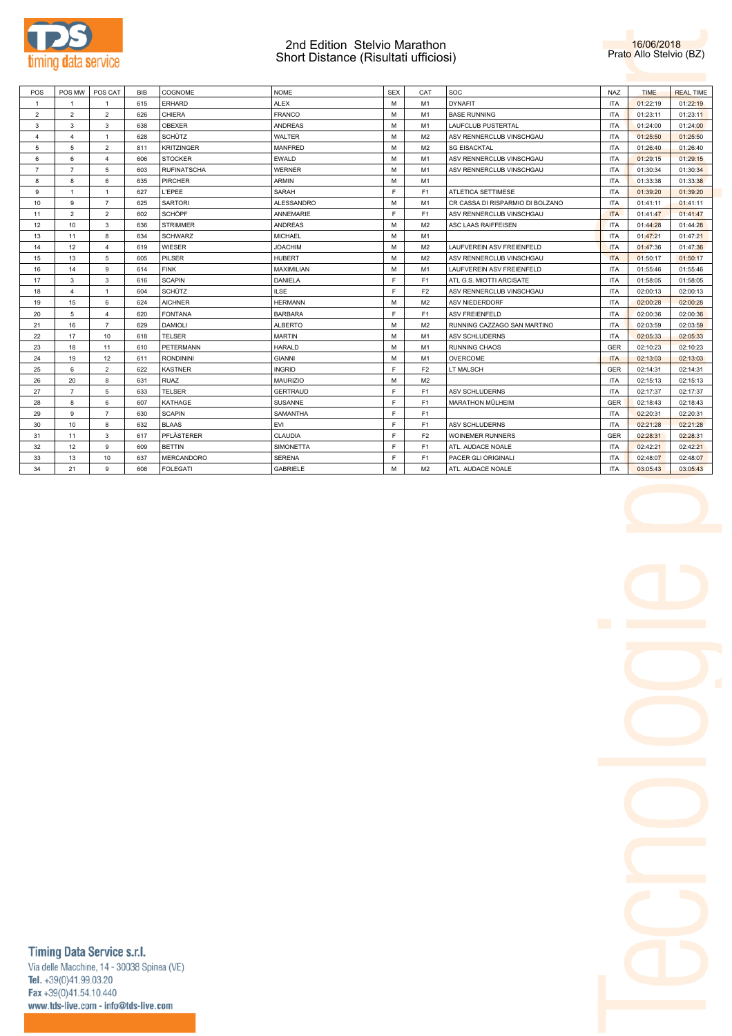# 2nd Edition Stelvio Marathon
## Short Distance (Risultati ufficiosi)

16/06/2018
Prato Allo Stelvio (BZ)

| POS | POS MW | POS CAT | BIB | COGNOME | NOME | SEX | CAT | SOC | NAZ | TIME | REAL TIME |
|---|---|---|---|---|---|---|---|---|---|---|---|
| 1 | 1 | 1 | 615 | ERHARD | ALEX | M | M1 | DYNAFIT | ITA | 01:22:19 | 01:22:19 |
| 2 | 2 | 2 | 626 | CHIERA | FRANCO | M | M1 | BASE RUNNING | ITA | 01:23:11 | 01:23:11 |
| 3 | 3 | 3 | 638 | OBEXER | ANDREAS | M | M1 | LAUFCLUB PUSTERTAL | ITA | 01:24:00 | 01:24:00 |
| 4 | 4 | 1 | 628 | SCHÜTZ | WALTER | M | M2 | ASV RENNERCLUB VINSCHGAU | ITA | 01:25:50 | 01:25:50 |
| 5 | 5 | 2 | 811 | KRITZINGER | MANFRED | M | M2 | SG EISACKTAL | ITA | 01:26:40 | 01:26:40 |
| 6 | 6 | 4 | 606 | STOCKER | EWALD | M | M1 | ASV RENNERCLUB VINSCHGAU | ITA | 01:29:15 | 01:29:15 |
| 7 | 7 | 5 | 603 | RUFINATSCHA | WERNER | M | M1 | ASV RENNERCLUB VINSCHGAU | ITA | 01:30:34 | 01:30:34 |
| 8 | 8 | 6 | 635 | PIRCHER | ARMIN | M | M1 | | ITA | 01:33:38 | 01:33:38 |
| 9 | 1 | 1 | 627 | L'EPEE | SARAH | F | F1 | ATLETICA SETTIMESE | ITA | 01:39:20 | 01:39:20 |
| 10 | 9 | 7 | 625 | SARTORI | ALESSANDRO | M | M1 | CR CASSA DI RISPARMIO DI BOLZANO | ITA | 01:41:11 | 01:41:11 |
| 11 | 2 | 2 | 602 | SCHÖPF | ANNEMARIE | F | F1 | ASV RENNERCLUB VINSCHGAU | ITA | 01:41:47 | 01:41:47 |
| 12 | 10 | 3 | 636 | STRIMMER | ANDREAS | M | M2 | ASC LAAS RAIFFEISEN | ITA | 01:44:28 | 01:44:28 |
| 13 | 11 | 8 | 634 | SCHWARZ | MICHAEL | M | M1 | | ITA | 01:47:21 | 01:47:21 |
| 14 | 12 | 4 | 619 | WIESER | JOACHIM | M | M2 | LAUFVEREIN ASV FREIENFELD | ITA | 01:47:36 | 01:47:36 |
| 15 | 13 | 5 | 605 | PILSER | HUBERT | M | M2 | ASV RENNERCLUB VINSCHGAU | ITA | 01:50:17 | 01:50:17 |
| 16 | 14 | 9 | 614 | FINK | MAXIMILIAN | M | M1 | LAUFVEREIN ASV FREIENFELD | ITA | 01:55:46 | 01:55:46 |
| 17 | 3 | 3 | 616 | SCAPIN | DANIELA | F | F1 | ATL G.S. MIOTTI ARCISATE | ITA | 01:58:05 | 01:58:05 |
| 18 | 4 | 1 | 604 | SCHÜTZ | ILSE | F | F2 | ASV RENNERCLUB VINSCHGAU | ITA | 02:00:13 | 02:00:13 |
| 19 | 15 | 6 | 624 | AICHNER | HERMANN | M | M2 | ASV NIEDERDORF | ITA | 02:00:28 | 02:00:28 |
| 20 | 5 | 4 | 620 | FONTANA | BARBARA | F | F1 | ASV FREIENFELD | ITA | 02:00:36 | 02:00:36 |
| 21 | 16 | 7 | 629 | DAMIOLI | ALBERTO | M | M2 | RUNNING CAZZAGO SAN MARTINO | ITA | 02:03:59 | 02:03:59 |
| 22 | 17 | 10 | 618 | TELSER | MARTIN | M | M1 | ASV SCHLUDERNS | ITA | 02:05:33 | 02:05:33 |
| 23 | 18 | 11 | 610 | PETERMANN | HARALD | M | M1 | RUNNING CHAOS | GER | 02:10:23 | 02:10:23 |
| 24 | 19 | 12 | 611 | RONDININI | GIANNI | M | M1 | OVERCOME | ITA | 02:13:03 | 02:13:03 |
| 25 | 6 | 2 | 622 | KASTNER | INGRID | F | F2 | LT MALSCH | GER | 02:14:31 | 02:14:31 |
| 26 | 20 | 8 | 631 | RUAZ | MAURIZIO | M | M2 | | ITA | 02:15:13 | 02:15:13 |
| 27 | 7 | 5 | 633 | TELSER | GERTRAUD | F | F1 | ASV SCHLUDERNS | ITA | 02:17:37 | 02:17:37 |
| 28 | 8 | 6 | 607 | KATHAGE | SUSANNE | F | F1 | MARATHON MÜLHEIM | GER | 02:18:43 | 02:18:43 |
| 29 | 9 | 7 | 630 | SCAPIN | SAMANTHA | F | F1 | | ITA | 02:20:31 | 02:20:31 |
| 30 | 10 | 8 | 632 | BLAAS | EVI | F | F1 | ASV SCHLUDERNS | ITA | 02:21:28 | 02:21:28 |
| 31 | 11 | 3 | 617 | PFLÄSTERER | CLAUDIA | F | F2 | WOINEMER RUNNERS | GER | 02:28:31 | 02:28:31 |
| 32 | 12 | 9 | 609 | BETTIN | SIMONETTA | F | F1 | ATL. AUDACE NOALE | ITA | 02:42:21 | 02:42:21 |
| 33 | 13 | 10 | 637 | MERCANDORO | SERENA | F | F1 | PACER GLI ORIGINALI | ITA | 02:48:07 | 02:48:07 |
| 34 | 21 | 9 | 608 | FOLEGATI | GABRIELE | M | M2 | ATL. AUDACE NOALE | ITA | 03:05:43 | 03:05:43 |

**Timing Data Service s.r.l.**
Via delle Macchine, 14 - 30038 Spinea (VE)
Tel. +39(0)41.99.03.20
Fax +39(0)41.54.10.440
www.tds-live.com - info@tds-live.com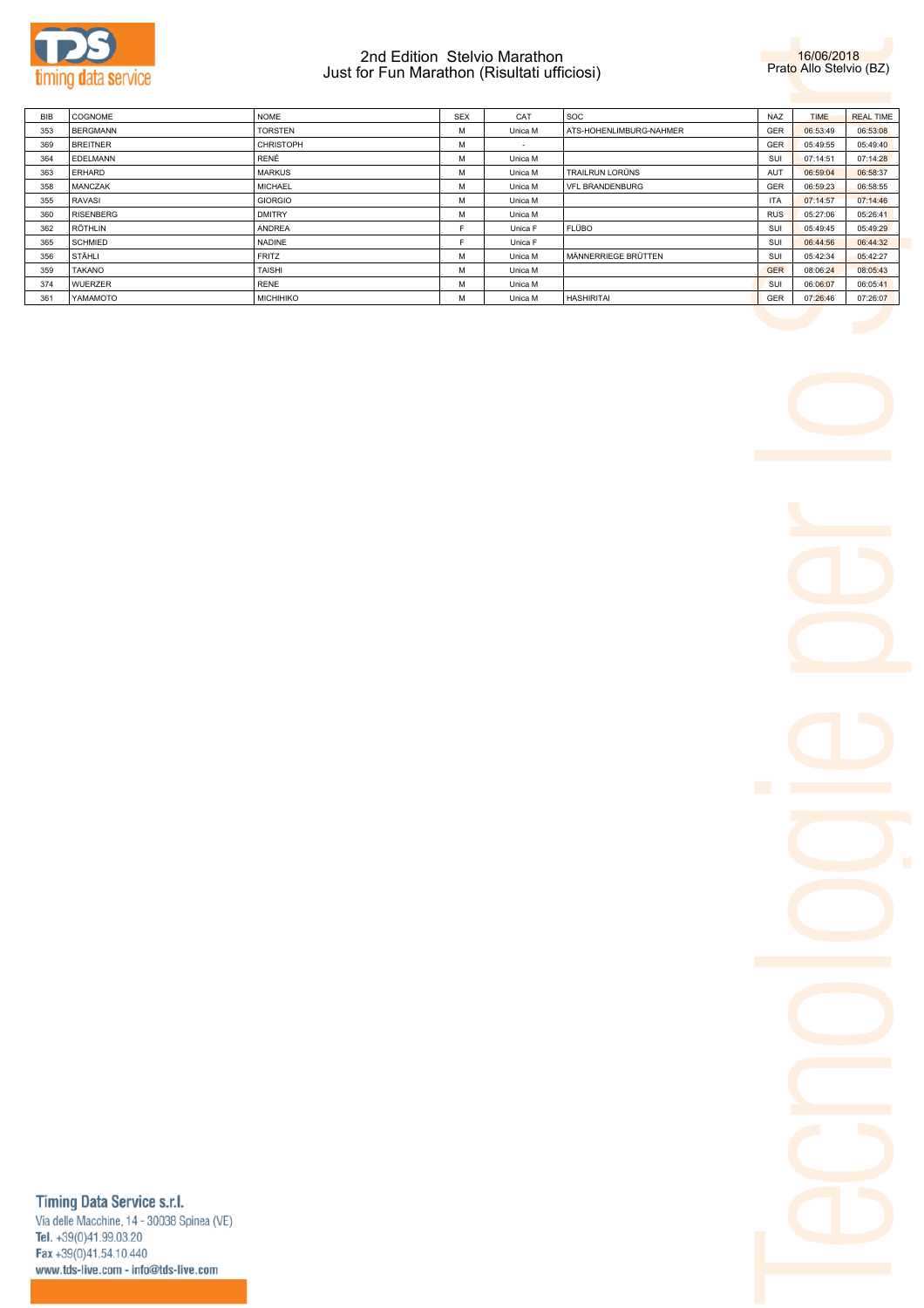# 2nd Edition Stelvio Marathon
## Just for Fun Marathon (Risultati ufficiosi)

16/06/2018
Prato Allo Stelvio (BZ)

| BIB | COGNOME | NOME | SEX | CAT | SOC | NAZ | TIME | REAL TIME |
|---|---|---|---|---|---|---|---|---|
| 353 | BERGMANN | TORSTEN | M | Unica M | ATS-HOHENLIMBURG-NAHMER | GER | 06:53:49 | 06:53:08 |
| 369 | BREITNER | CHRISTOPH | M | - | | GER | 05:49:55 | 05:49:40 |
| 364 | EDELMANN | RENÉ | M | Unica M | | SUI | 07:14:51 | 07:14:28 |
| 363 | ERHARD | MARKUS | M | Unica M | TRAILRUN LORÜNS | AUT | 06:59:04 | 06:58:37 |
| 358 | MANCZAK | MICHAEL | M | Unica M | VFL BRANDENBURG | GER | 06:59:23 | 06:58:55 |
| 355 | RAVASI | GIORGIO | M | Unica M | | ITA | 07:14:57 | 07:14:46 |
| 360 | RISENBERG | DMITRY | M | Unica M | | RUS | 05:27:06 | 05:26:41 |
| 362 | RÖTHLIN | ANDREA | F | Unica F | FLÜBO | SUI | 05:49:45 | 05:49:29 |
| 365 | SCHMIED | NADINE | F | Unica F | | SUI | 06:44:56 | 06:44:32 |
| 356 | STÄHLI | FRITZ | M | Unica M | MÄNNERRIEGE BRÜTTEN | SUI | 05:42:34 | 05:42:27 |
| 359 | TAKANO | TAISHI | M | Unica M | | GER | 08:06:24 | 08:05:43 |
| 374 | WUERZER | RENE | M | Unica M | | SUI | 06:06:07 | 06:05:41 |
| 361 | YAMAMOTO | MICHIHIKO | M | Unica M | HASHIRITAI | GER | 07:26:46 | 07:26:07 |

Timing Data Service s.r.l.
Via delle Macchine, 14 - 30038 Spinea (VE)
Tel. +39(0)41.99.03.20
Fax +39(0)41.54.10.440
www.tds-live.com - info@tds-live.com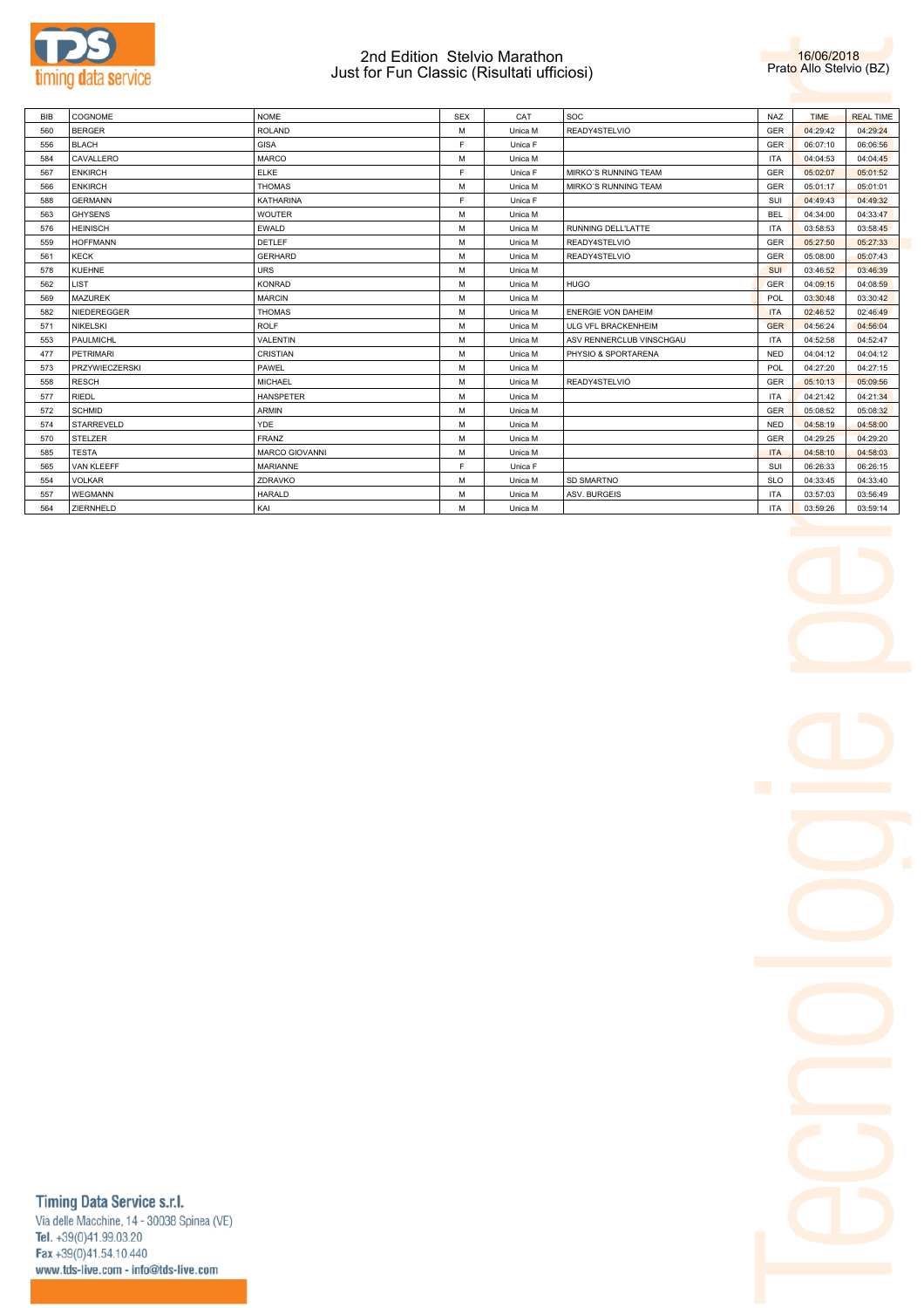# 2nd Edition Stelvio Marathon
## Just for Fun Classic (Risultati ufficiosi)

16/06/2018
Prato Allo Stelvio (BZ)

| BIB | COGNOME | NOME | SEX | CAT | SOC | NAZ | TIME | REAL TIME |
|---|---|---|---|---|---|---|---|---|
| 560 | BERGER | ROLAND | M | Unica M | READY4STELVIO | GER | 04:29:42 | 04:29:24 |
| 556 | BLACH | GISA | F | Unica F | | GER | 06:07:10 | 06:06:56 |
| 584 | CAVALLERO | MARCO | M | Unica M | | ITA | 04:04:53 | 04:04:45 |
| 567 | ENKIRCH | ELKE | F | Unica F | MIRKO´S RUNNING TEAM | GER | 05:02:07 | 05:01:52 |
| 566 | ENKIRCH | THOMAS | M | Unica M | MIRKO´S RUNNING TEAM | GER | 05:01:17 | 05:01:01 |
| 588 | GERMANN | KATHARINA | F | Unica F | | SUI | 04:49:43 | 04:49:32 |
| 563 | GHYSENS | WOUTER | M | Unica M | | BEL | 04:34:00 | 04:33:47 |
| 576 | HEINISCH | EWALD | M | Unica M | RUNNING DELL'LATTE | ITA | 03:58:53 | 03:58:45 |
| 559 | HOFFMANN | DETLEF | M | Unica M | READY4STELVIO | GER | 05:27:50 | 05:27:33 |
| 561 | KECK | GERHARD | M | Unica M | READY4STELVIO | GER | 05:08:00 | 05:07:43 |
| 578 | KUEHNE | URS | M | Unica M | | SUI | 03:46:52 | 03:46:39 |
| 562 | LIST | KONRAD | M | Unica M | HUGO | GER | 04:09:15 | 04:08:59 |
| 569 | MAZUREK | MARCIN | M | Unica M | | POL | 03:30:48 | 03:30:42 |
| 582 | NIEDEREGGER | THOMAS | M | Unica M | ENERGIE VON DAHEIM | ITA | 02:46:52 | 02:46:49 |
| 571 | NIKELSKI | ROLF | M | Unica M | ULG VFL BRACKENHEIM | GER | 04:56:24 | 04:56:04 |
| 553 | PAULMICHL | VALENTIN | M | Unica M | ASV RENNERCLUB VINSCHGAU | ITA | 04:52:58 | 04:52:47 |
| 477 | PETRIMARI | CRISTIAN | M | Unica M | PHYSIO & SPORTARENA | NED | 04:04:12 | 04:04:12 |
| 573 | PRZYWIECZERSKI | PAWEL | M | Unica M | | POL | 04:27:20 | 04:27:15 |
| 558 | RESCH | MICHAEL | M | Unica M | READY4STELVIO | GER | 05:10:13 | 05:09:56 |
| 577 | RIEDL | HANSPETER | M | Unica M | | ITA | 04:21:42 | 04:21:34 |
| 572 | SCHMID | ARMIN | M | Unica M | | GER | 05:08:52 | 05:08:32 |
| 574 | STARREVELD | YDE | M | Unica M | | NED | 04:58:19 | 04:58:00 |
| 570 | STELZER | FRANZ | M | Unica M | | GER | 04:29:25 | 04:29:20 |
| 585 | TESTA | MARCO GIOVANNI | M | Unica M | | ITA | 04:58:10 | 04:58:03 |
| 565 | VAN KLEEFF | MARIANNE | F | Unica F | | SUI | 06:26:33 | 06:26:15 |
| 554 | VOLKAR | ZDRAVKO | M | Unica M | SD SMARTNO | SLO | 04:33:45 | 04:33:40 |
| 557 | WEGMANN | HARALD | M | Unica M | ASV. BURGEIS | ITA | 03:57:03 | 03:56:49 |
| 564 | ZIERNHELD | KAI | M | Unica M | | ITA | 03:59:26 | 03:59:14 |

Timing Data Service s.r.l.
Via delle Macchine, 14 - 30038 Spinea (VE)
Tel. +39(0)41.99.03.20
Fax +39(0)41.54.10.440
www.tds-live.com - info@tds-live.com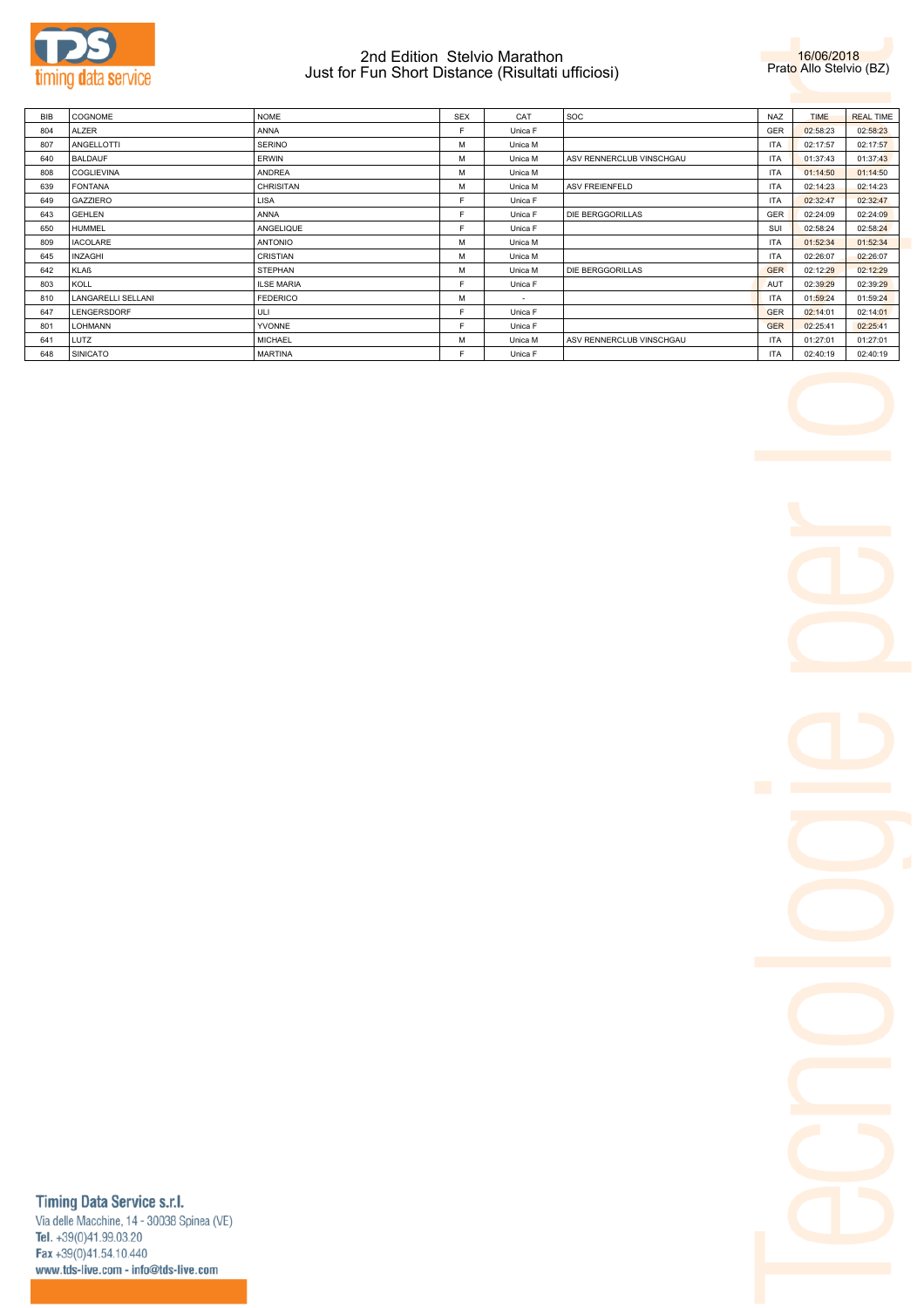# 2nd Edition Stelvio Marathon
## Just for Fun Short Distance (Risultati ufficiosi)

16/06/2018
Prato Allo Stelvio (BZ)

| BIB | COGNOME | NOME | SEX | CAT | SOC | NAZ | TIME | REAL TIME |
|---|---|---|---|---|---|---|---|---|
| 804 | ALZER | ANNA | F | Unica F | | GER | 02:58:23 | 02:58:23 |
| 807 | ANGELLOTTI | SERINO | M | Unica M | | ITA | 02:17:57 | 02:17:57 |
| 640 | BALDAUF | ERWIN | M | Unica M | ASV RENNERCLUB VINSCHGAU | ITA | 01:37:43 | 01:37:43 |
| 808 | COGLIEVINA | ANDREA | M | Unica M | | ITA | 01:14:50 | 01:14:50 |
| 639 | FONTANA | CHRISITAN | M | Unica M | ASV FREIENFELD | ITA | 02:14:23 | 02:14:23 |
| 649 | GAZZIERO | LISA | F | Unica F | | ITA | 02:32:47 | 02:32:47 |
| 643 | GEHLEN | ANNA | F | Unica F | DIE BERGGORILLAS | GER | 02:24:09 | 02:24:09 |
| 650 | HUMMEL | ANGELIQUE | F | Unica F | | SUI | 02:58:24 | 02:58:24 |
| 809 | IACOLARE | ANTONIO | M | Unica M | | ITA | 01:52:34 | 01:52:34 |
| 645 | INZAGHI | CRISTIAN | M | Unica M | | ITA | 02:26:07 | 02:26:07 |
| 642 | KLAß | STEPHAN | M | Unica M | DIE BERGGORILLAS | GER | 02:12:29 | 02:12:29 |
| 803 | KOLL | ILSE MARIA | F | Unica F | | AUT | 02:39:29 | 02:39:29 |
| 810 | LANGARELLI SELLANI | FEDERICO | M | - | | ITA | 01:59:24 | 01:59:24 |
| 647 | LENGERSDORF | ULI | F | Unica F | | GER | 02:14:01 | 02:14:01 |
| 801 | LOHMANN | YVONNE | F | Unica F | | GER | 02:25:41 | 02:25:41 |
| 641 | LUTZ | MICHAEL | M | Unica M | ASV RENNERCLUB VINSCHGAU | ITA | 01:27:01 | 01:27:01 |
| 648 | SINICATO | MARTINA | F | Unica F | | ITA | 02:40:19 | 02:40:19 |

**Timing Data Service s.r.l.**
Via delle Macchine, 14 - 30038 Spinea (VE)
**Tel.** +39(0)41.99.03.20
**Fax** +39(0)41.54.10.440
www.tds-live.com - info@tds-live.com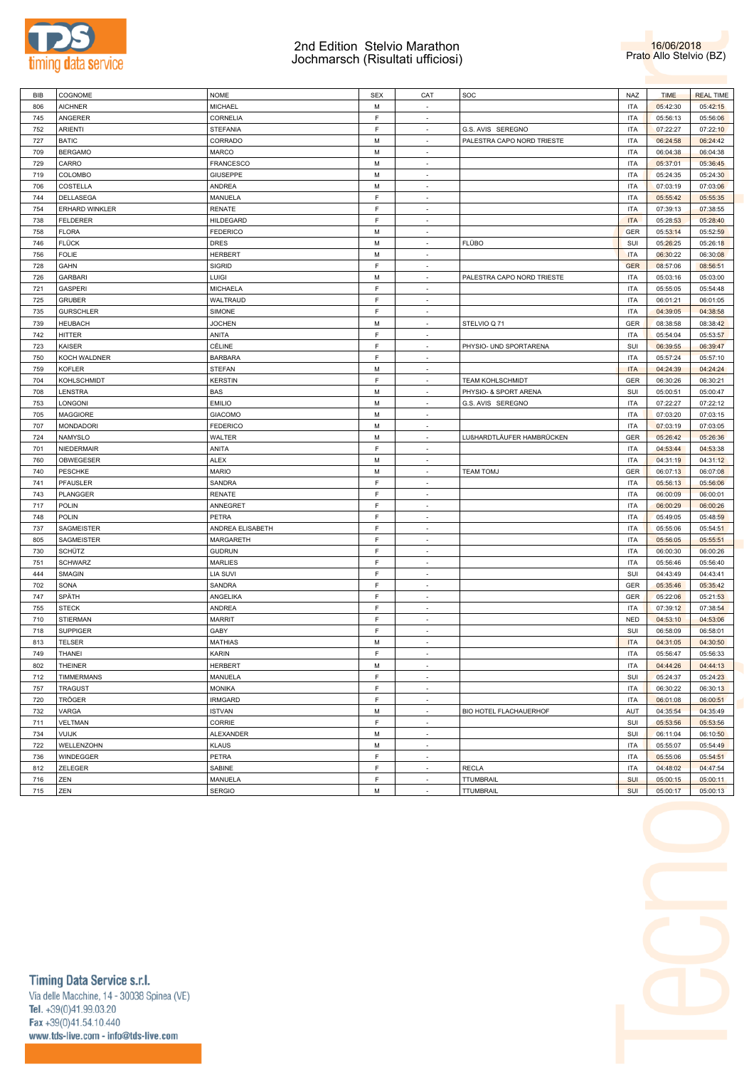# 2nd Edition Stelvio Marathon
## Jochmarsch (Risultati ufficiosi)

16/06/2018
Prato Allo Stelvio (BZ)

| BIB | COGNOME | NOME | SEX | CAT | SOC | NAZ | TIME | REAL TIME |
|---|---|---|---|---|---|---|---|---|
| 806 | AICHNER | MICHAEL | M | - | | ITA | 05:42:30 | 05:42:15 |
| 745 | ANGERER | CORNELIA | F | - | | ITA | 05:56:13 | 05:56:06 |
| 752 | ARIENTI | STEFANIA | F | - | G.S. AVIS SEREGNO | ITA | 07:22:27 | 07:22:10 |
| 727 | BATIC | CORRADO | M | - | PALESTRA CAPO NORD TRIESTE | ITA | 06:24:58 | 06:24:42 |
| 709 | BERGAMO | MARCO | M | - | | ITA | 06:04:38 | 06:04:38 |
| 729 | CARRO | FRANCESCO | M | - | | ITA | 05:37:01 | 05:36:45 |
| 719 | COLOMBO | GIUSEPPE | M | - | | ITA | 05:24:35 | 05:24:30 |
| 706 | COSTELLA | ANDREA | M | - | | ITA | 07:03:19 | 07:03:06 |
| 744 | DELLASEGA | MANUELA | F | - | | ITA | 05:55:42 | 05:55:35 |
| 754 | ERHARD WINKLER | RENATE | F | - | | ITA | 07:39:13 | 07:38:55 |
| 738 | FELDERER | HILDEGARD | F | - | | ITA | 05:28:53 | 05:28:40 |
| 758 | FLORA | FEDERICO | M | - | | GER | 05:53:14 | 05:52:59 |
| 746 | FLÜCK | DRES | M | - | FLÜBO | SUI | 05:26:25 | 05:26:18 |
| 756 | FOLIE | HERBERT | M | - | | ITA | 06:30:22 | 06:30:08 |
| 728 | GAHN | SIGRID | F | - | | GER | 08:57:06 | 08:56:51 |
| 726 | GARBARI | LUIGI | M | - | PALESTRA CAPO NORD TRIESTE | ITA | 05:03:16 | 05:03:00 |
| 721 | GASPERI | MICHAELA | F | - | | ITA | 05:55:05 | 05:54:48 |
| 725 | GRUBER | WALTRAUD | F | - | | ITA | 06:01:21 | 06:01:05 |
| 735 | GURSCHLER | SIMONE | F | - | | ITA | 04:39:05 | 04:38:58 |
| 739 | HEUBACH | JOCHEN | M | - | STELVIO Q 71 | GER | 08:38:58 | 08:38:42 |
| 742 | HITTER | ANITA | F | - | | ITA | 05:54:04 | 05:53:57 |
| 723 | KAISER | CÉLINE | F | - | PHYSIO- UND SPORTARENA | SUI | 06:39:55 | 06:39:47 |
| 750 | KOCH WALDNER | BARBARA | F | - | | ITA | 05:57:24 | 05:57:10 |
| 759 | KOFLER | STEFAN | M | - | | ITA | 04:24:39 | 04:24:24 |
| 704 | KOHLSCHMIDT | KERSTIN | F | - | TEAM KOHLSCHMIDT | GER | 06:30:26 | 06:30:21 |
| 708 | LENSTRA | BAS | M | - | PHYSIO- & SPORT ARENA | SUI | 05:00:51 | 05:00:47 |
| 753 | LONGONI | EMILIO | M | - | G.S. AVIS SEREGNO | ITA | 07:22:27 | 07:22:12 |
| 705 | MAGGIORE | GIACOMO | M | - | | ITA | 07:03:20 | 07:03:15 |
| 707 | MONDADORI | FEDERICO | M | - | | ITA | 07:03:19 | 07:03:05 |
| 724 | NAMYSLO | WALTER | M | - | LUßHARDTLÄUFER HAMBRÜCKEN | GER | 05:26:42 | 05:26:36 |
| 701 | NIEDERMAIR | ANITA | F | - | | ITA | 04:53:44 | 04:53:38 |
| 760 | OBWEGESER | ALEX | M | - | | ITA | 04:31:19 | 04:31:12 |
| 740 | PESCHKE | MARIO | M | - | TEAM TOMJ | GER | 06:07:13 | 06:07:08 |
| 741 | PFAUSLER | SANDRA | F | - | | ITA | 05:56:13 | 05:56:06 |
| 743 | PLANGGER | RENATE | F | - | | ITA | 06:00:09 | 06:00:01 |
| 717 | POLIN | ANNEGRET | F | - | | ITA | 06:00:29 | 06:00:26 |
| 748 | POLIN | PETRA | F | - | | ITA | 05:49:05 | 05:48:59 |
| 737 | SAGMEISTER | ANDREA ELISABETH | F | - | | ITA | 05:55:06 | 05:54:51 |
| 805 | SAGMEISTER | MARGARETH | F | - | | ITA | 05:56:05 | 05:55:51 |
| 730 | SCHÜTZ | GUDRUN | F | - | | ITA | 06:00:30 | 06:00:26 |
| 751 | SCHWARZ | MARLIES | F | - | | ITA | 05:56:46 | 05:56:40 |
| 444 | SMAGIN | LIA SUVI | F | - | | SUI | 04:43:49 | 04:43:41 |
| 702 | SONA | SANDRA | F | - | | GER | 05:35:46 | 05:35:42 |
| 747 | SPÄTH | ANGELIKA | F | - | | GER | 05:22:06 | 05:21:53 |
| 755 | STECK | ANDREA | F | - | | ITA | 07:39:12 | 07:38:54 |
| 710 | STIERMAN | MARRIT | F | - | | NED | 04:53:10 | 04:53:06 |
| 718 | SUPPIGER | GABY | F | - | | SUI | 06:58:09 | 06:58:01 |
| 813 | TELSER | MATHIAS | M | - | | ITA | 04:31:05 | 04:30:50 |
| 749 | THANEI | KARIN | F | - | | ITA | 05:56:47 | 05:56:33 |
| 802 | THEINER | HERBERT | M | - | | ITA | 04:44:26 | 04:44:13 |
| 712 | TIMMERMANS | MANUELA | F | - | | SUI | 05:24:37 | 05:24:23 |
| 757 | TRAGUST | MONIKA | F | - | | ITA | 06:30:22 | 06:30:13 |
| 720 | TRÖGER | IRMGARD | F | - | | ITA | 06:01:08 | 06:00:51 |
| 732 | VARGA | ISTVAN | M | - | BIO HOTEL FLACHAUERHOF | AUT | 04:35:54 | 04:35:49 |
| 711 | VELTMAN | CORRIE | F | - | | SUI | 05:53:56 | 05:53:56 |
| 734 | VUIJK | ALEXANDER | M | - | | SUI | 06:11:04 | 06:10:50 |
| 722 | WELLENZOHN | KLAUS | M | - | | ITA | 05:55:07 | 05:54:49 |
| 736 | WINDEGGER | PETRA | F | - | | ITA | 05:55:06 | 05:54:51 |
| 812 | ZELEGER | SABINE | F | - | RECLA | ITA | 04:48:02 | 04:47:54 |
| 716 | ZEN | MANUELA | F | - | TTUMBRAIL | SUI | 05:00:15 | 05:00:11 |
| 715 | ZEN | SERGIO | M | - | TTUMBRAIL | SUI | 05:00:17 | 05:00:13 |

Timing Data Service s.r.l.
Via delle Macchine, 14 - 30038 Spinea (VE)
Tel. +39(0)41.99.03.20
Fax +39(0)41.54.10.440
www.tds-live.com - info@tds-live.com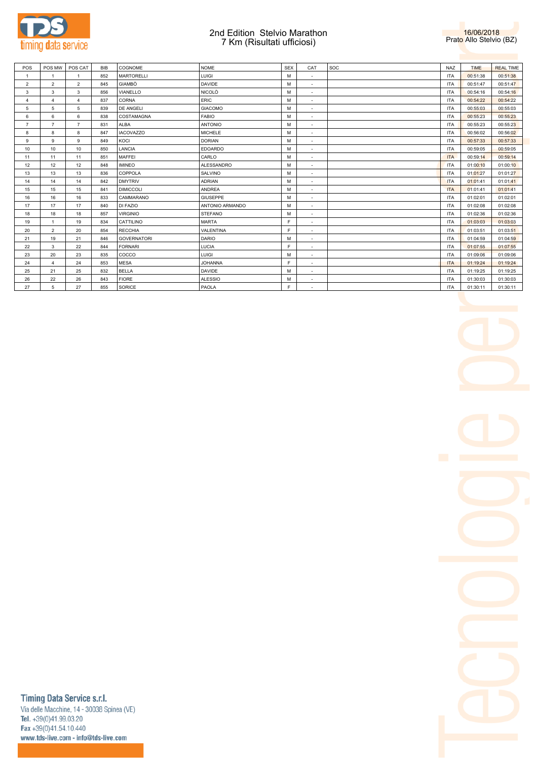# 2nd Edition Stelvio Marathon
## 7 Km (Risultati ufficiosi)

16/06/2018
Prato Allo Stelvio (BZ)

| POS | POS MW | POS CAT | BIB | COGNOME | NOME | SEX | CAT | SOC | NAZ | TIME | REAL TIME |
|---|---|---|---|---|---|---|---|---|---|---|---|
| 1 | 1 | 1 | 852 | MARTORELLI | LUIGI | M | - | | ITA | 00:51:38 | 00:51:38 |
| 2 | 2 | 2 | 845 | GIAMBÒ | DAVIDE | M | - | | ITA | 00:51:47 | 00:51:47 |
| 3 | 3 | 3 | 856 | VIANELLO | NICOLÒ | M | - | | ITA | 00:54:16 | 00:54:16 |
| 4 | 4 | 4 | 837 | CORNA | ERIC | M | - | | ITA | 00:54:22 | 00:54:22 |
| 5 | 5 | 5 | 839 | DE ANGELI | GIACOMO | M | - | | ITA | 00:55:03 | 00:55:03 |
| 6 | 6 | 6 | 838 | COSTAMAGNA | FABIO | M | - | | ITA | 00:55:23 | 00:55:23 |
| 7 | 7 | 7 | 831 | ALBA | ANTONIO | M | - | | ITA | 00:55:23 | 00:55:23 |
| 8 | 8 | 8 | 847 | IACOVAZZO | MICHELE | M | - | | ITA | 00:56:02 | 00:56:02 |
| 9 | 9 | 9 | 849 | KOCI | DORIAN | M | - | | ITA | 00:57:33 | 00:57:33 |
| 10 | 10 | 10 | 850 | LANCIA | EDOARDO | M | - | | ITA | 00:59:05 | 00:59:05 |
| 11 | 11 | 11 | 851 | MAFFEI | CARLO | M | - | | ITA | 00:59:14 | 00:59:14 |
| 12 | 12 | 12 | 848 | IMINEO | ALESSANDRO | M | - | | ITA | 01:00:10 | 01:00:10 |
| 13 | 13 | 13 | 836 | COPPOLA | SALVINO | M | - | | ITA | 01:01:27 | 01:01:27 |
| 14 | 14 | 14 | 842 | DMYTRIV | ADRIAN | M | - | | ITA | 01:01:41 | 01:01:41 |
| 15 | 15 | 15 | 841 | DIMICCOLI | ANDREA | M | - | | ITA | 01:01:41 | 01:01:41 |
| 16 | 16 | 16 | 833 | CAMMARANO | GIUSEPPE | M | - | | ITA | 01:02:01 | 01:02:01 |
| 17 | 17 | 17 | 840 | DI FAZIO | ANTONIO ARMANDO | M | - | | ITA | 01:02:08 | 01:02:08 |
| 18 | 18 | 18 | 857 | VIRGINIO | STEFANO | M | - | | ITA | 01:02:36 | 01:02:36 |
| 19 | 1 | 19 | 834 | CATTILINO | MARTA | F | - | | ITA | 01:03:03 | 01:03:03 |
| 20 | 2 | 20 | 854 | RECCHIA | VALENTINA | F | - | | ITA | 01:03:51 | 01:03:51 |
| 21 | 19 | 21 | 846 | GOVERNATORI | DARIO | M | - | | ITA | 01:04:59 | 01:04:59 |
| 22 | 3 | 22 | 844 | FORNARI | LUCIA | F | - | | ITA | 01:07:55 | 01:07:55 |
| 23 | 20 | 23 | 835 | COCCO | LUIGI | M | - | | ITA | 01:09:06 | 01:09:06 |
| 24 | 4 | 24 | 853 | MESA | JOHANNA | F | - | | ITA | 01:19:24 | 01:19:24 |
| 25 | 21 | 25 | 832 | BELLA | DAVIDE | M | - | | ITA | 01:19:25 | 01:19:25 |
| 26 | 22 | 26 | 843 | FIORE | ALESSIO | M | - | | ITA | 01:30:03 | 01:30:03 |
| 27 | 5 | 27 | 855 | SORICE | PAOLA | F | - | | ITA | 01:30:11 | 01:30:11 |

Timing Data Service s.r.l.
Via delle Macchine, 14 - 30038 Spinea (VE)
**Tel.** +39(0)41.99.03.20
**Fax** +39(0)41.54.10.440
www.tds-live.com - info@tds-live.com